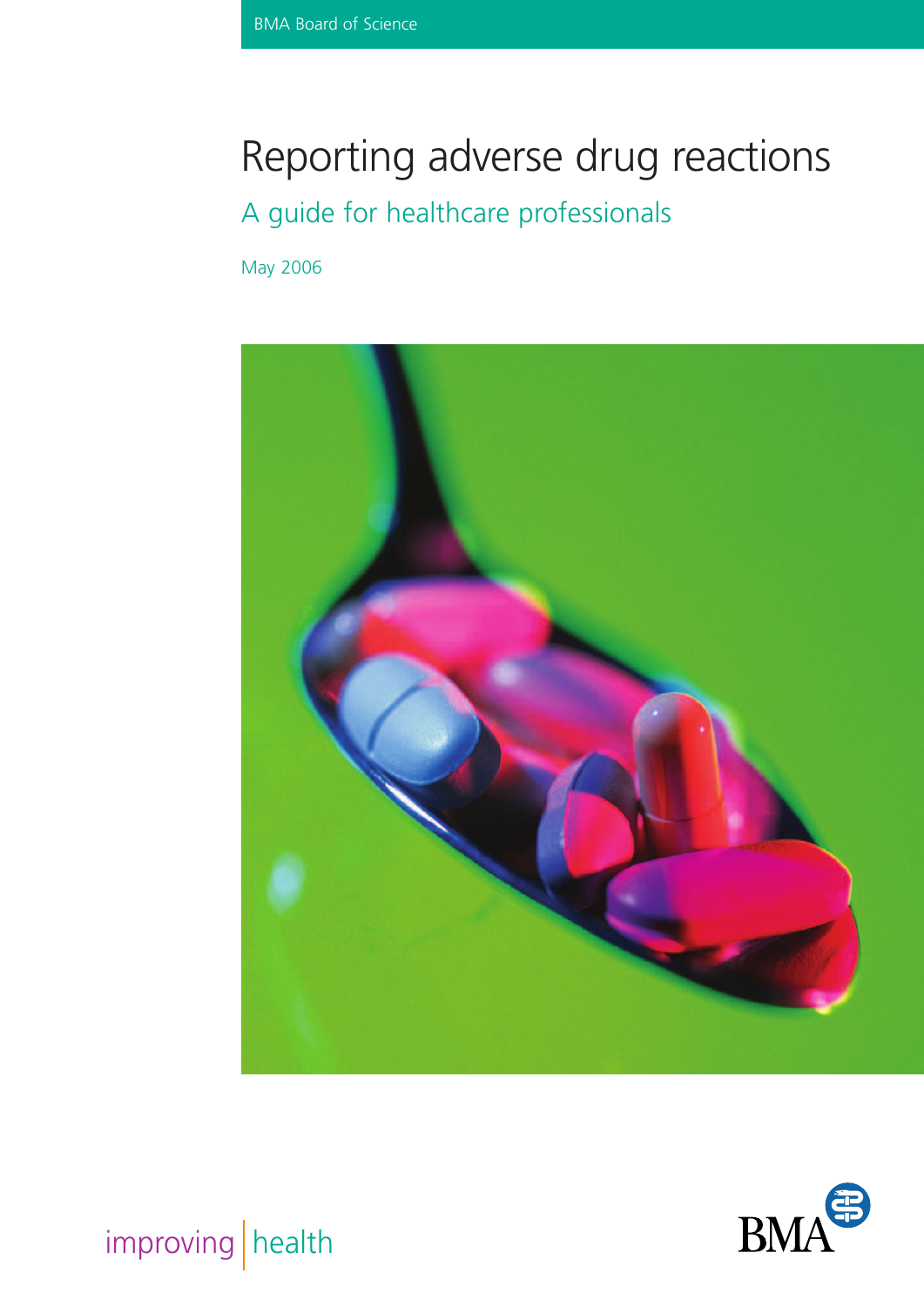BMA Board of Science

# Reporting adverse drug reactions

## A guide for healthcare professionals

May 2006

improving | health

BMA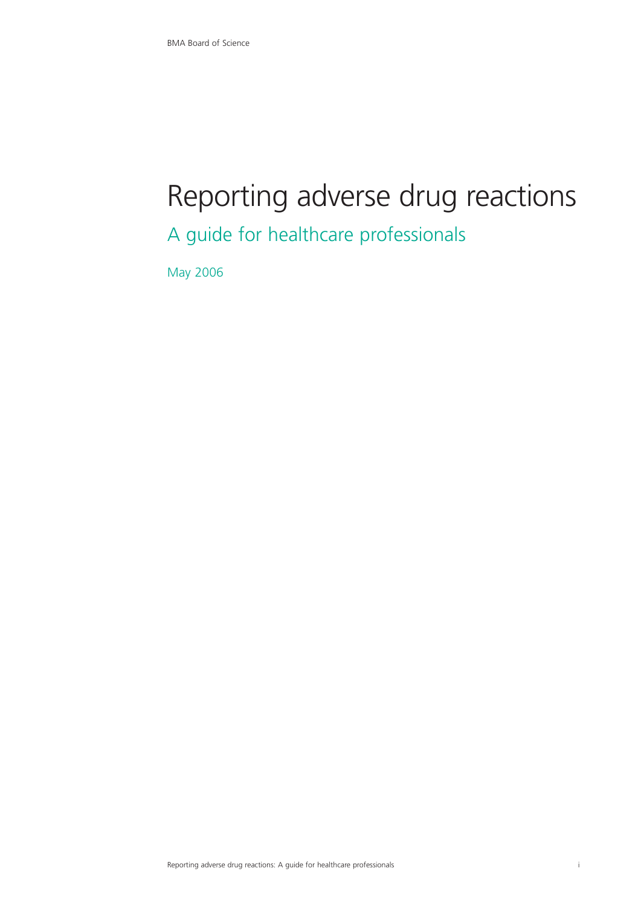BMA Board of Science

# Reporting adverse drug reactions

## A guide for healthcare professionals

May 2006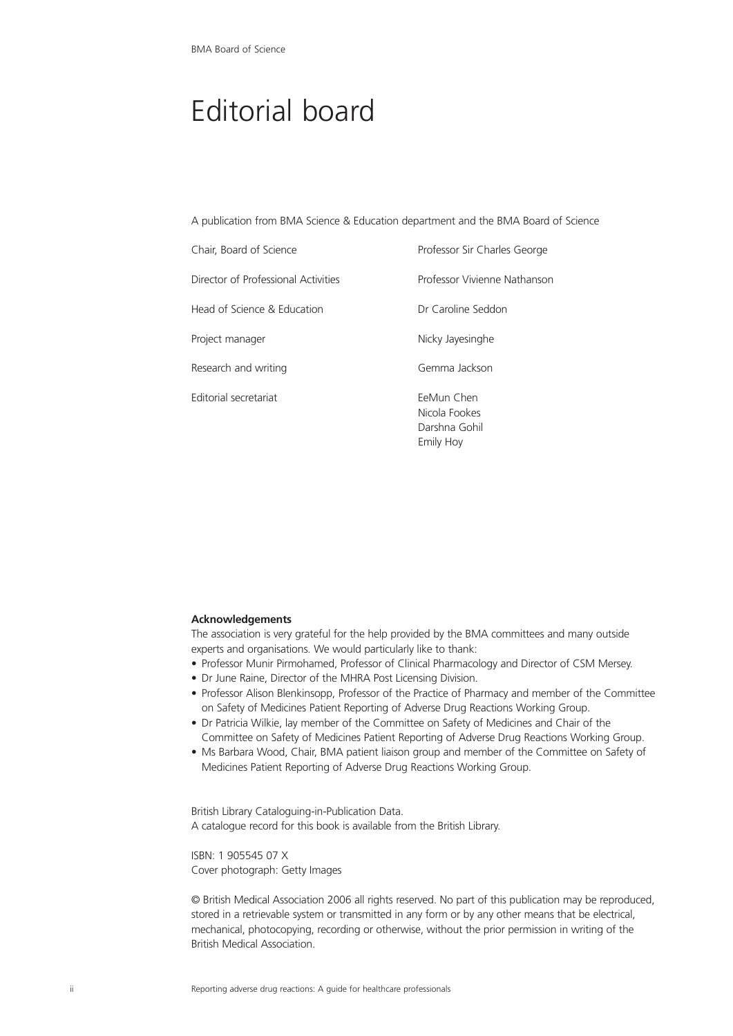# Editorial board

A publication from BMA Science & Education department and the BMA Board of Science

| | |
|---|---|
| Chair, Board of Science | Professor Sir Charles George |
| Director of Professional Activities | Professor Vivienne Nathanson |
| Head of Science & Education | Dr Caroline Seddon |
| Project manager | Nicky Jayesinghe |
| Research and writing | Gemma Jackson |
| Editorial secretariat | EeMun Chen<br>Nicola Fookes<br>Darshna Gohil<br>Emily Hoy |

**Acknowledgements**

The association is very grateful for the help provided by the BMA committees and many outside experts and organisations. We would particularly like to thank:

- Professor Munir Pirmohamed, Professor of Clinical Pharmacology and Director of CSM Mersey.
- Dr June Raine, Director of the MHRA Post Licensing Division.
- Professor Alison Blenkinsopp, Professor of the Practice of Pharmacy and member of the Committee on Safety of Medicines Patient Reporting of Adverse Drug Reactions Working Group.
- Dr Patricia Wilkie, lay member of the Committee on Safety of Medicines and Chair of the Committee on Safety of Medicines Patient Reporting of Adverse Drug Reactions Working Group.
- Ms Barbara Wood, Chair, BMA patient liaison group and member of the Committee on Safety of Medicines Patient Reporting of Adverse Drug Reactions Working Group.

British Library Cataloguing-in-Publication Data.
A catalogue record for this book is available from the British Library.

ISBN: 1 905545 07 X
Cover photograph: Getty Images

© British Medical Association 2006 all rights reserved. No part of this publication may be reproduced, stored in a retrievable system or transmitted in any form or by any other means that be electrical, mechanical, photocopying, recording or otherwise, without the prior permission in writing of the British Medical Association.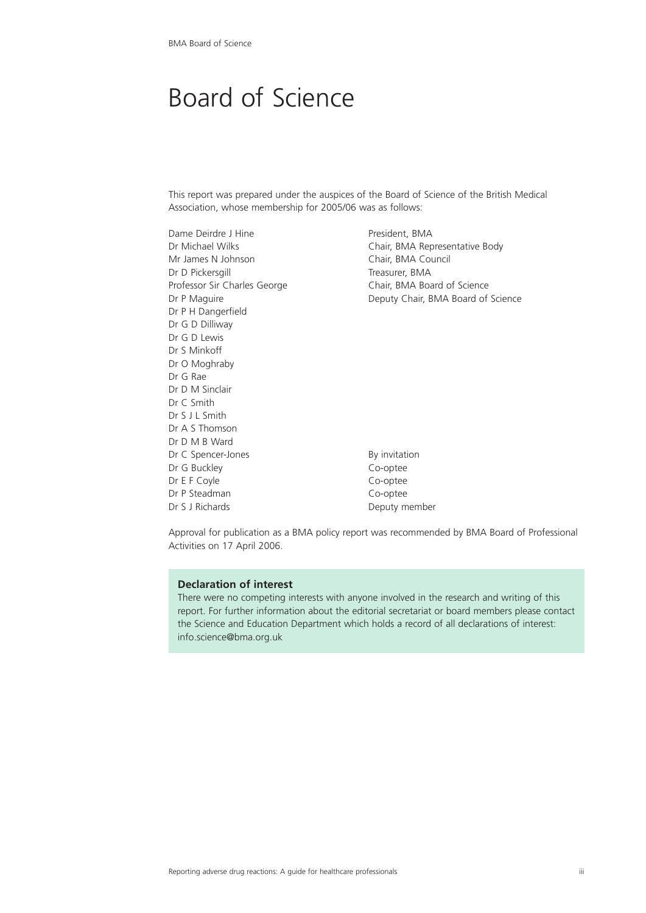# Board of Science

This report was prepared under the auspices of the Board of Science of the British Medical Association, whose membership for 2005/06 was as follows:

| | |
|---|---|
| Dame Deirdre J Hine | President, BMA |
| Dr Michael Wilks | Chair, BMA Representative Body |
| Mr James N Johnson | Chair, BMA Council |
| Dr D Pickersgill | Treasurer, BMA |
| Professor Sir Charles George | Chair, BMA Board of Science |
| Dr P Maguire | Deputy Chair, BMA Board of Science |
| Dr P H Dangerfield | |
| Dr G D Dilliway | |
| Dr G D Lewis | |
| Dr S Minkoff | |
| Dr O Moghraby | |
| Dr G Rae | |
| Dr D M Sinclair | |
| Dr C Smith | |
| Dr S J L Smith | |
| Dr A S Thomson | |
| Dr D M B Ward | |
| Dr C Spencer-Jones | By invitation |
| Dr G Buckley | Co-optee |
| Dr E F Coyle | Co-optee |
| Dr P Steadman | Co-optee |
| Dr S J Richards | Deputy member |

Approval for publication as a BMA policy report was recommended by BMA Board of Professional Activities on 17 April 2006.

**Declaration of interest**

There were no competing interests with anyone involved in the research and writing of this report. For further information about the editorial secretariat or board members please contact the Science and Education Department which holds a record of all declarations of interest: info.science@bma.org.uk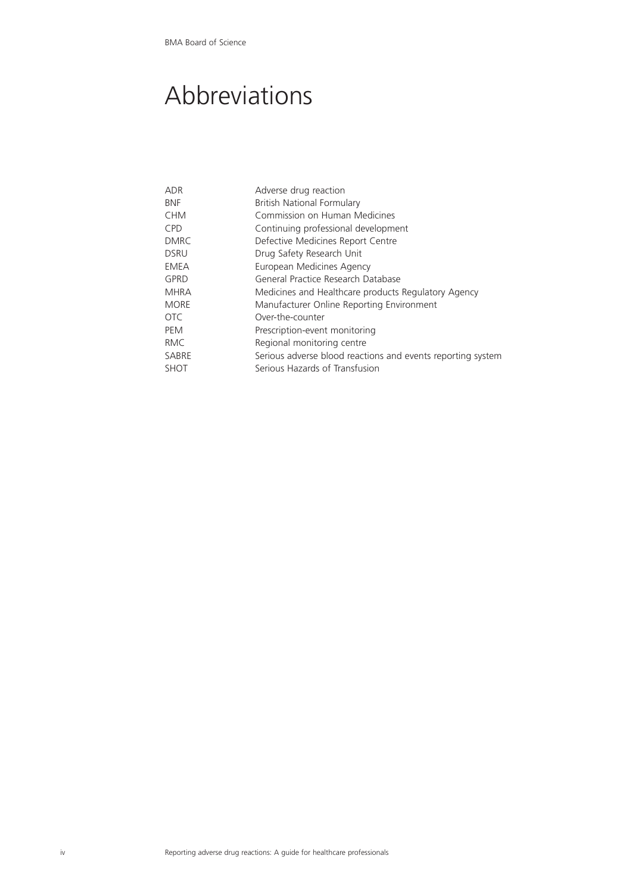# Abbreviations

| | |
|---|---|
| ADR | Adverse drug reaction |
| BNF | British National Formulary |
| CHM | Commission on Human Medicines |
| CPD | Continuing professional development |
| DMRC | Defective Medicines Report Centre |
| DSRU | Drug Safety Research Unit |
| EMEA | European Medicines Agency |
| GPRD | General Practice Research Database |
| MHRA | Medicines and Healthcare products Regulatory Agency |
| MORE | Manufacturer Online Reporting Environment |
| OTC | Over-the-counter |
| PEM | Prescription-event monitoring |
| RMC | Regional monitoring centre |
| SABRE | Serious adverse blood reactions and events reporting system |
| SHOT | Serious Hazards of Transfusion |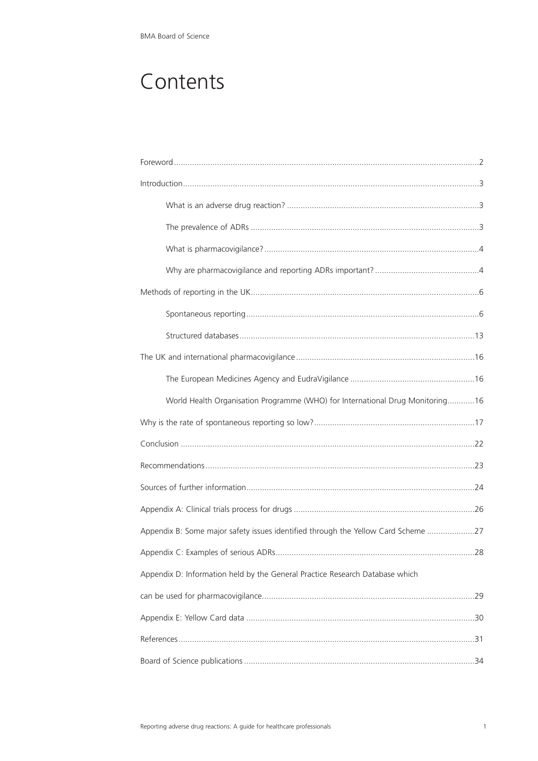# Contents

- Foreword ..... 2
- Introduction ..... 3
  - What is an adverse drug reaction? ..... 3
  - The prevalence of ADRs ..... 3
  - What is pharmacovigilance? ..... 4
  - Why are pharmacovigilance and reporting ADRs important? ..... 4
- Methods of reporting in the UK ..... 6
  - Spontaneous reporting ..... 6
  - Structured databases ..... 13
- The UK and international pharmacovigilance ..... 16
  - The European Medicines Agency and EudraVigilance ..... 16
  - World Health Organisation Programme (WHO) for International Drug Monitoring ..... 16
- Why is the rate of spontaneous reporting so low? ..... 17
- Conclusion ..... 22
- Recommendations ..... 23
- Sources of further information ..... 24
- Appendix A: Clinical trials process for drugs ..... 26
- Appendix B: Some major safety issues identified through the Yellow Card Scheme ..... 27
- Appendix C: Examples of serious ADRs ..... 28
- Appendix D: Information held by the General Practice Research Database which can be used for pharmacovigilance ..... 29
- Appendix E: Yellow Card data ..... 30
- References ..... 31
- Board of Science publications ..... 34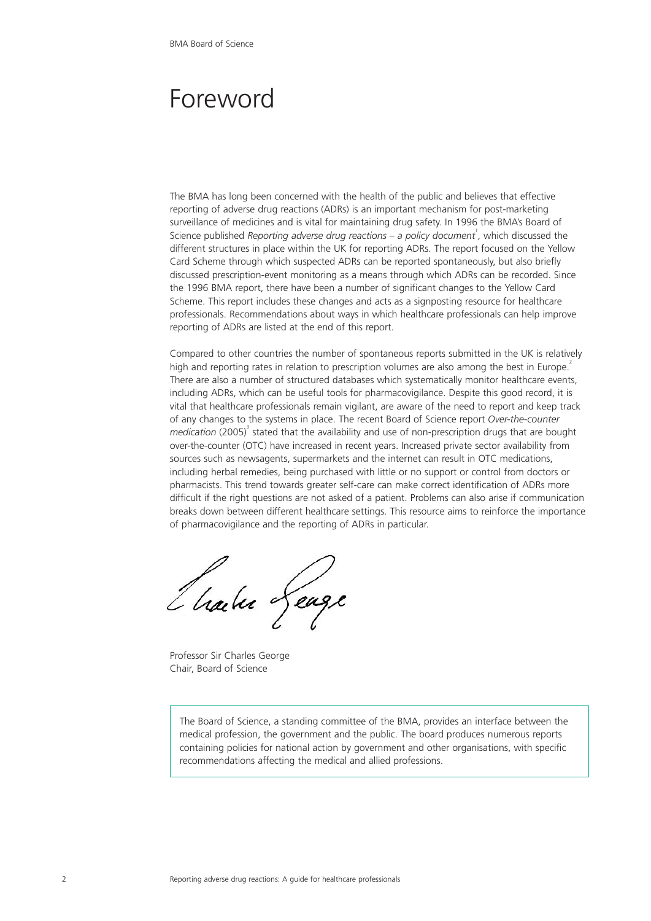# Foreword

The BMA has long been concerned with the health of the public and believes that effective reporting of adverse drug reactions (ADRs) is an important mechanism for post-marketing surveillance of medicines and is vital for maintaining drug safety. In 1996 the BMA's Board of Science published *Reporting adverse drug reactions – a policy document*[1], which discussed the different structures in place within the UK for reporting ADRs. The report focused on the Yellow Card Scheme through which suspected ADRs can be reported spontaneously, but also briefly discussed prescription-event monitoring as a means through which ADRs can be recorded. Since the 1996 BMA report, there have been a number of significant changes to the Yellow Card Scheme. This report includes these changes and acts as a signposting resource for healthcare professionals. Recommendations about ways in which healthcare professionals can help improve reporting of ADRs are listed at the end of this report.

Compared to other countries the number of spontaneous reports submitted in the UK is relatively high and reporting rates in relation to prescription volumes are also among the best in Europe.[2] There are also a number of structured databases which systematically monitor healthcare events, including ADRs, which can be useful tools for pharmacovigilance. Despite this good record, it is vital that healthcare professionals remain vigilant, are aware of the need to report and keep track of any changes to the systems in place. The recent Board of Science report *Over-the-counter medication* (2005)[3] stated that the availability and use of non-prescription drugs that are bought over-the-counter (OTC) have increased in recent years. Increased private sector availability from sources such as newsagents, supermarkets and the internet can result in OTC medications, including herbal remedies, being purchased with little or no support or control from doctors or pharmacists. This trend towards greater self-care can make correct identification of ADRs more difficult if the right questions are not asked of a patient. Problems can also arise if communication breaks down between different healthcare settings. This resource aims to reinforce the importance of pharmacovigilance and the reporting of ADRs in particular.

Professor Sir Charles George
Chair, Board of Science

The Board of Science, a standing committee of the BMA, provides an interface between the medical profession, the government and the public. The board produces numerous reports containing policies for national action by government and other organisations, with specific recommendations affecting the medical and allied professions.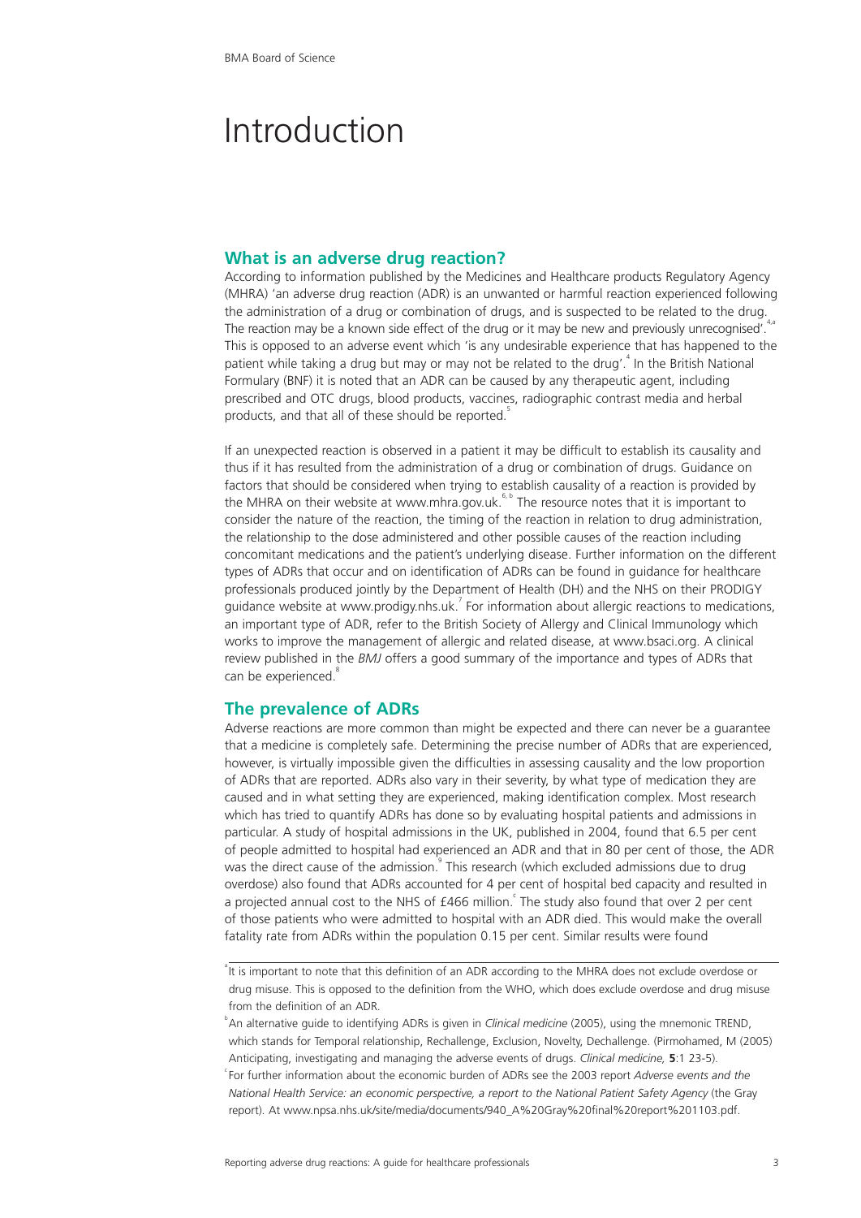# Introduction

## What is an adverse drug reaction?

According to information published by the Medicines and Healthcare products Regulatory Agency (MHRA) 'an adverse drug reaction (ADR) is an unwanted or harmful reaction experienced following the administration of a drug or combination of drugs, and is suspected to be related to the drug. The reaction may be a known side effect of the drug or it may be new and previously unrecognised'.[4,a] This is opposed to an adverse event which 'is any undesirable experience that has happened to the patient while taking a drug but may or may not be related to the drug'.[4] In the British National Formulary (BNF) it is noted that an ADR can be caused by any therapeutic agent, including prescribed and OTC drugs, blood products, vaccines, radiographic contrast media and herbal products, and that all of these should be reported.[5]

If an unexpected reaction is observed in a patient it may be difficult to establish its causality and thus if it has resulted from the administration of a drug or combination of drugs. Guidance on factors that should be considered when trying to establish causality of a reaction is provided by the MHRA on their website at www.mhra.gov.uk.[6, b] The resource notes that it is important to consider the nature of the reaction, the timing of the reaction in relation to drug administration, the relationship to the dose administered and other possible causes of the reaction including concomitant medications and the patient's underlying disease. Further information on the different types of ADRs that occur and on identification of ADRs can be found in guidance for healthcare professionals produced jointly by the Department of Health (DH) and the NHS on their PRODIGY guidance website at www.prodigy.nhs.uk.[7] For information about allergic reactions to medications, an important type of ADR, refer to the British Society of Allergy and Clinical Immunology which works to improve the management of allergic and related disease, at www.bsaci.org. A clinical review published in the *BMJ* offers a good summary of the importance and types of ADRs that can be experienced.[8]

## The prevalence of ADRs

Adverse reactions are more common than might be expected and there can never be a guarantee that a medicine is completely safe. Determining the precise number of ADRs that are experienced, however, is virtually impossible given the difficulties in assessing causality and the low proportion of ADRs that are reported. ADRs also vary in their severity, by what type of medication they are caused and in what setting they are experienced, making identification complex. Most research which has tried to quantify ADRs has done so by evaluating hospital patients and admissions in particular. A study of hospital admissions in the UK, published in 2004, found that 6.5 per cent of people admitted to hospital had experienced an ADR and that in 80 per cent of those, the ADR was the direct cause of the admission.[9] This research (which excluded admissions due to drug overdose) also found that ADRs accounted for 4 per cent of hospital bed capacity and resulted in a projected annual cost to the NHS of £466 million.[c] The study also found that over 2 per cent of those patients who were admitted to hospital with an ADR died. This would make the overall fatality rate from ADRs within the population 0.15 per cent. Similar results were found

---

[a] It is important to note that this definition of an ADR according to the MHRA does not exclude overdose or drug misuse. This is opposed to the definition from the WHO, which does exclude overdose and drug misuse from the definition of an ADR.

[b] An alternative guide to identifying ADRs is given in *Clinical medicine* (2005), using the mnemonic TREND, which stands for Temporal relationship, Rechallenge, Exclusion, Novelty, Dechallenge. (Pirmohamed, M (2005) Anticipating, investigating and managing the adverse events of drugs. *Clinical medicine,* **5**:1 23-5).

[c] For further information about the economic burden of ADRs see the 2003 report *Adverse events and the National Health Service: an economic perspective, a report to the National Patient Safety Agency* (the Gray report). At www.npsa.nhs.uk/site/media/documents/940_A%20Gray%20final%20report%201103.pdf.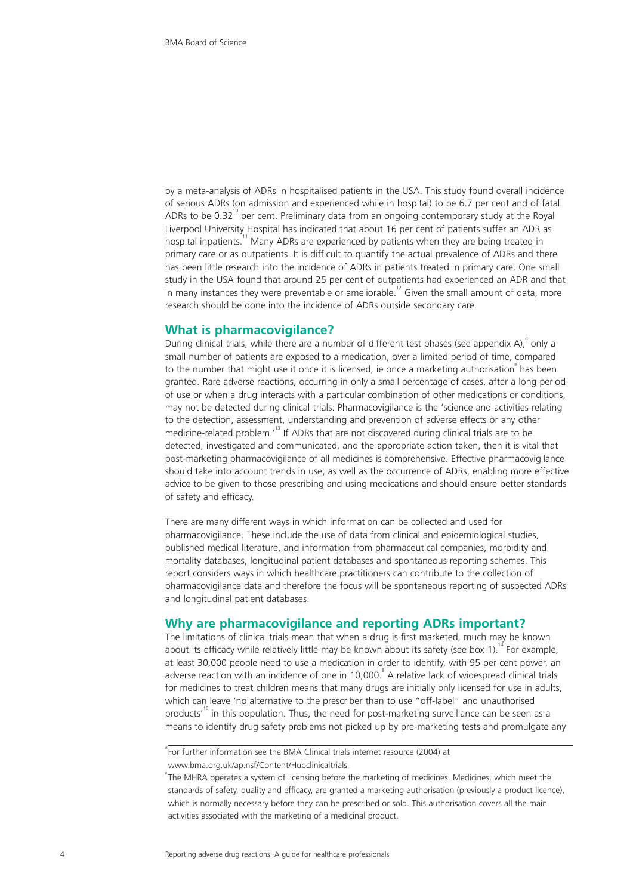by a meta-analysis of ADRs in hospitalised patients in the USA. This study found overall incidence of serious ADRs (on admission and experienced while in hospital) to be 6.7 per cent and of fatal ADRs to be 0.32[10] per cent. Preliminary data from an ongoing contemporary study at the Royal Liverpool University Hospital has indicated that about 16 per cent of patients suffer an ADR as hospital inpatients.[11] Many ADRs are experienced by patients when they are being treated in primary care or as outpatients. It is difficult to quantify the actual prevalence of ADRs and there has been little research into the incidence of ADRs in patients treated in primary care. One small study in the USA found that around 25 per cent of outpatients had experienced an ADR and that in many instances they were preventable or ameliorable.[12] Given the small amount of data, more research should be done into the incidence of ADRs outside secondary care.

## What is pharmacovigilance?

During clinical trials, while there are a number of different test phases (see appendix A),[d] only a small number of patients are exposed to a medication, over a limited period of time, compared to the number that might use it once it is licensed, ie once a marketing authorisation[e] has been granted. Rare adverse reactions, occurring in only a small percentage of cases, after a long period of use or when a drug interacts with a particular combination of other medications or conditions, may not be detected during clinical trials. Pharmacovigilance is the 'science and activities relating to the detection, assessment, understanding and prevention of adverse effects or any other medicine-related problem.'[13] If ADRs that are not discovered during clinical trials are to be detected, investigated and communicated, and the appropriate action taken, then it is vital that post-marketing pharmacovigilance of all medicines is comprehensive. Effective pharmacovigilance should take into account trends in use, as well as the occurrence of ADRs, enabling more effective advice to be given to those prescribing and using medications and should ensure better standards of safety and efficacy.

There are many different ways in which information can be collected and used for pharmacovigilance. These include the use of data from clinical and epidemiological studies, published medical literature, and information from pharmaceutical companies, morbidity and mortality databases, longitudinal patient databases and spontaneous reporting schemes. This report considers ways in which healthcare practitioners can contribute to the collection of pharmacovigilance data and therefore the focus will be spontaneous reporting of suspected ADRs and longitudinal patient databases.

## Why are pharmacovigilance and reporting ADRs important?

The limitations of clinical trials mean that when a drug is first marketed, much may be known about its efficacy while relatively little may be known about its safety (see box 1).[14] For example, at least 30,000 people need to use a medication in order to identify, with 95 per cent power, an adverse reaction with an incidence of one in 10,000.[8] A relative lack of widespread clinical trials for medicines to treat children means that many drugs are initially only licensed for use in adults, which can leave 'no alternative to the prescriber than to use "off-label" and unauthorised products'[15] in this population. Thus, the need for post-marketing surveillance can be seen as a means to identify drug safety problems not picked up by pre-marketing tests and promulgate any

---

[d] For further information see the BMA Clinical trials internet resource (2004) at www.bma.org.uk/ap.nsf/Content/Hubclinicaltrials.

[e] The MHRA operates a system of licensing before the marketing of medicines. Medicines, which meet the standards of safety, quality and efficacy, are granted a marketing authorisation (previously a product licence), which is normally necessary before they can be prescribed or sold. This authorisation covers all the main activities associated with the marketing of a medicinal product.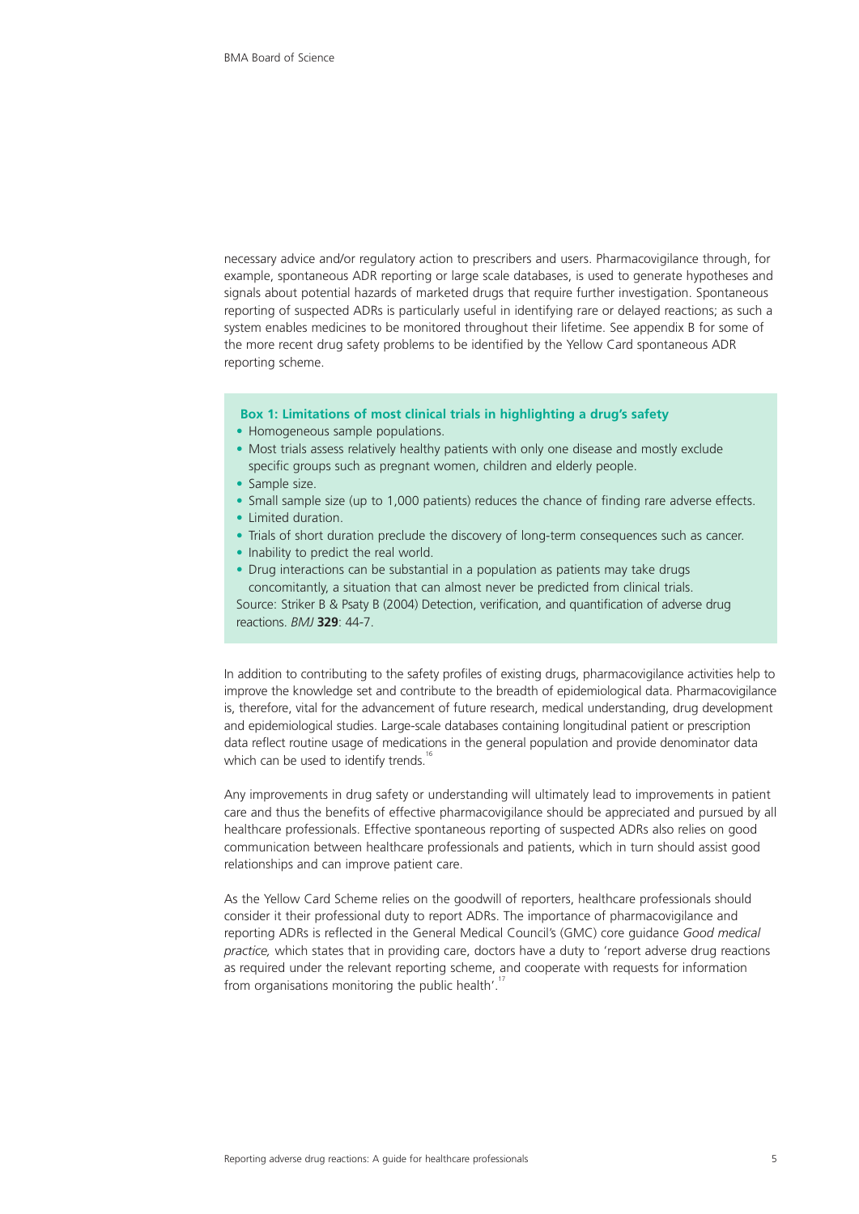necessary advice and/or regulatory action to prescribers and users. Pharmacovigilance through, for example, spontaneous ADR reporting or large scale databases, is used to generate hypotheses and signals about potential hazards of marketed drugs that require further investigation. Spontaneous reporting of suspected ADRs is particularly useful in identifying rare or delayed reactions; as such a system enables medicines to be monitored throughout their lifetime. See appendix B for some of the more recent drug safety problems to be identified by the Yellow Card spontaneous ADR reporting scheme.

**Box 1: Limitations of most clinical trials in highlighting a drug's safety**

- Homogeneous sample populations.
- Most trials assess relatively healthy patients with only one disease and mostly exclude specific groups such as pregnant women, children and elderly people.
- Sample size.
- Small sample size (up to 1,000 patients) reduces the chance of finding rare adverse effects.
- Limited duration.
- Trials of short duration preclude the discovery of long-term consequences such as cancer.
- Inability to predict the real world.
- Drug interactions can be substantial in a population as patients may take drugs concomitantly, a situation that can almost never be predicted from clinical trials.

Source: Striker B & Psaty B (2004) Detection, verification, and quantification of adverse drug reactions. *BMJ* **329**: 44-7.

In addition to contributing to the safety profiles of existing drugs, pharmacovigilance activities help to improve the knowledge set and contribute to the breadth of epidemiological data. Pharmacovigilance is, therefore, vital for the advancement of future research, medical understanding, drug development and epidemiological studies. Large-scale databases containing longitudinal patient or prescription data reflect routine usage of medications in the general population and provide denominator data which can be used to identify trends.[16]

Any improvements in drug safety or understanding will ultimately lead to improvements in patient care and thus the benefits of effective pharmacovigilance should be appreciated and pursued by all healthcare professionals. Effective spontaneous reporting of suspected ADRs also relies on good communication between healthcare professionals and patients, which in turn should assist good relationships and can improve patient care.

As the Yellow Card Scheme relies on the goodwill of reporters, healthcare professionals should consider it their professional duty to report ADRs. The importance of pharmacovigilance and reporting ADRs is reflected in the General Medical Council's (GMC) core guidance *Good medical practice,* which states that in providing care, doctors have a duty to 'report adverse drug reactions as required under the relevant reporting scheme, and cooperate with requests for information from organisations monitoring the public health'.[17]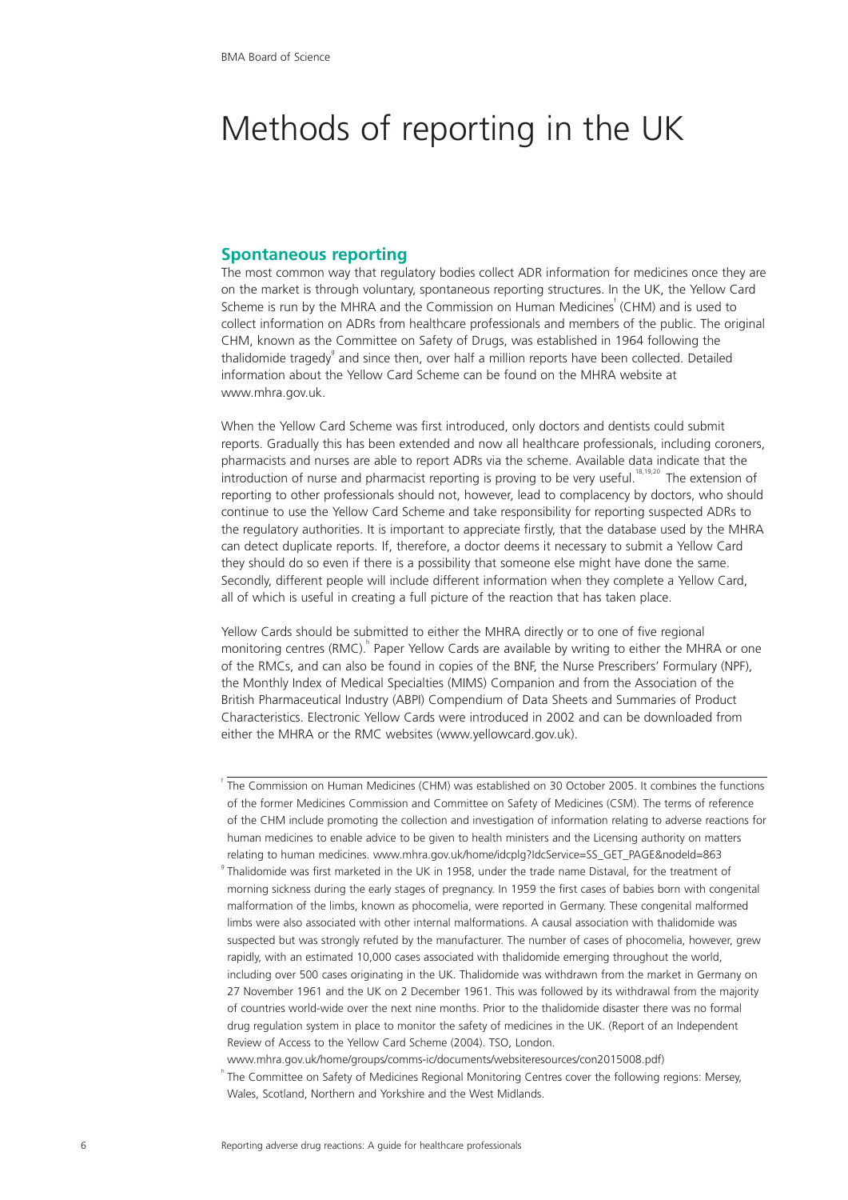# Methods of reporting in the UK

## Spontaneous reporting

The most common way that regulatory bodies collect ADR information for medicines once they are on the market is through voluntary, spontaneous reporting structures. In the UK, the Yellow Card Scheme is run by the MHRA and the Commission on Human Medicines[f] (CHM) and is used to collect information on ADRs from healthcare professionals and members of the public. The original CHM, known as the Committee on Safety of Drugs, was established in 1964 following the thalidomide tragedy[g] and since then, over half a million reports have been collected. Detailed information about the Yellow Card Scheme can be found on the MHRA website at www.mhra.gov.uk.

When the Yellow Card Scheme was first introduced, only doctors and dentists could submit reports. Gradually this has been extended and now all healthcare professionals, including coroners, pharmacists and nurses are able to report ADRs via the scheme. Available data indicate that the introduction of nurse and pharmacist reporting is proving to be very useful.[18,19,20] The extension of reporting to other professionals should not, however, lead to complacency by doctors, who should continue to use the Yellow Card Scheme and take responsibility for reporting suspected ADRs to the regulatory authorities. It is important to appreciate firstly, that the database used by the MHRA can detect duplicate reports. If, therefore, a doctor deems it necessary to submit a Yellow Card they should do so even if there is a possibility that someone else might have done the same. Secondly, different people will include different information when they complete a Yellow Card, all of which is useful in creating a full picture of the reaction that has taken place.

Yellow Cards should be submitted to either the MHRA directly or to one of five regional monitoring centres (RMC).[h] Paper Yellow Cards are available by writing to either the MHRA or one of the RMCs, and can also be found in copies of the BNF, the Nurse Prescribers' Formulary (NPF), the Monthly Index of Medical Specialties (MIMS) Companion and from the Association of the British Pharmaceutical Industry (ABPI) Compendium of Data Sheets and Summaries of Product Characteristics. Electronic Yellow Cards were introduced in 2002 and can be downloaded from either the MHRA or the RMC websites (www.yellowcard.gov.uk).

---

[f] The Commission on Human Medicines (CHM) was established on 30 October 2005. It combines the functions of the former Medicines Commission and Committee on Safety of Medicines (CSM). The terms of reference of the CHM include promoting the collection and investigation of information relating to adverse reactions for human medicines to enable advice to be given to health ministers and the Licensing authority on matters relating to human medicines. www.mhra.gov.uk/home/idcplg?IdcService=SS_GET_PAGE&nodeId=863

[g] Thalidomide was first marketed in the UK in 1958, under the trade name Distaval, for the treatment of morning sickness during the early stages of pregnancy. In 1959 the first cases of babies born with congenital malformation of the limbs, known as phocomelia, were reported in Germany. These congenital malformed limbs were also associated with other internal malformations. A causal association with thalidomide was suspected but was strongly refuted by the manufacturer. The number of cases of phocomelia, however, grew rapidly, with an estimated 10,000 cases associated with thalidomide emerging throughout the world, including over 500 cases originating in the UK. Thalidomide was withdrawn from the market in Germany on 27 November 1961 and the UK on 2 December 1961. This was followed by its withdrawal from the majority of countries world-wide over the next nine months. Prior to the thalidomide disaster there was no formal drug regulation system in place to monitor the safety of medicines in the UK. (Report of an Independent Review of Access to the Yellow Card Scheme (2004). TSO, London. www.mhra.gov.uk/home/groups/comms-ic/documents/websiteresources/con2015008.pdf)

[h] The Committee on Safety of Medicines Regional Monitoring Centres cover the following regions: Mersey, Wales, Scotland, Northern and Yorkshire and the West Midlands.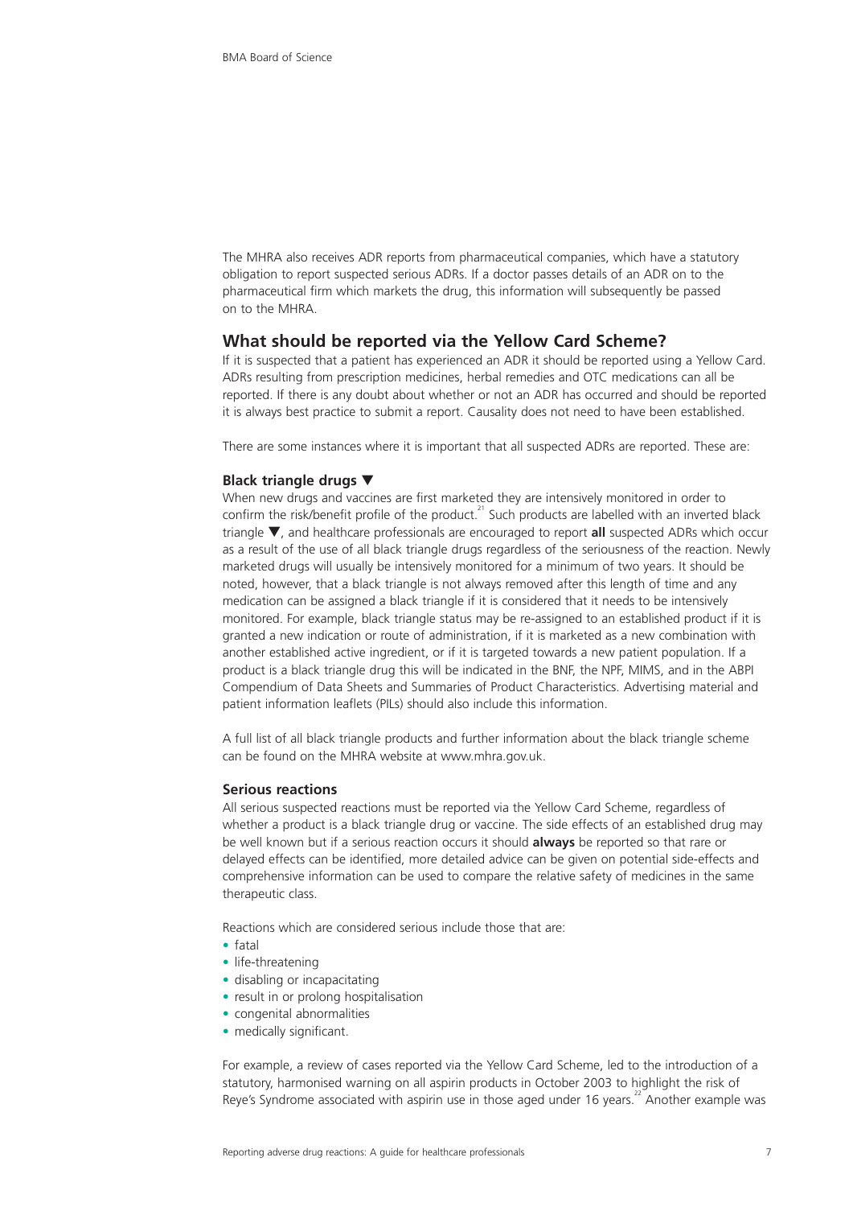The MHRA also receives ADR reports from pharmaceutical companies, which have a statutory obligation to report suspected serious ADRs. If a doctor passes details of an ADR on to the pharmaceutical firm which markets the drug, this information will subsequently be passed on to the MHRA.

## What should be reported via the Yellow Card Scheme?

If it is suspected that a patient has experienced an ADR it should be reported using a Yellow Card. ADRs resulting from prescription medicines, herbal remedies and OTC medications can all be reported. If there is any doubt about whether or not an ADR has occurred and should be reported it is always best practice to submit a report. Causality does not need to have been established.

There are some instances where it is important that all suspected ADRs are reported. These are:

### Black triangle drugs ▼

When new drugs and vaccines are first marketed they are intensively monitored in order to confirm the risk/benefit profile of the product.[21] Such products are labelled with an inverted black triangle ▼, and healthcare professionals are encouraged to report **all** suspected ADRs which occur as a result of the use of all black triangle drugs regardless of the seriousness of the reaction. Newly marketed drugs will usually be intensively monitored for a minimum of two years. It should be noted, however, that a black triangle is not always removed after this length of time and any medication can be assigned a black triangle if it is considered that it needs to be intensively monitored. For example, black triangle status may be re-assigned to an established product if it is granted a new indication or route of administration, if it is marketed as a new combination with another established active ingredient, or if it is targeted towards a new patient population. If a product is a black triangle drug this will be indicated in the BNF, the NPF, MIMS, and in the ABPI Compendium of Data Sheets and Summaries of Product Characteristics. Advertising material and patient information leaflets (PILs) should also include this information.

A full list of all black triangle products and further information about the black triangle scheme can be found on the MHRA website at www.mhra.gov.uk.

### Serious reactions

All serious suspected reactions must be reported via the Yellow Card Scheme, regardless of whether a product is a black triangle drug or vaccine. The side effects of an established drug may be well known but if a serious reaction occurs it should **always** be reported so that rare or delayed effects can be identified, more detailed advice can be given on potential side-effects and comprehensive information can be used to compare the relative safety of medicines in the same therapeutic class.

Reactions which are considered serious include those that are:

- fatal
- life-threatening
- disabling or incapacitating
- result in or prolong hospitalisation
- congenital abnormalities
- medically significant.

For example, a review of cases reported via the Yellow Card Scheme, led to the introduction of a statutory, harmonised warning on all aspirin products in October 2003 to highlight the risk of Reye's Syndrome associated with aspirin use in those aged under 16 years.[22] Another example was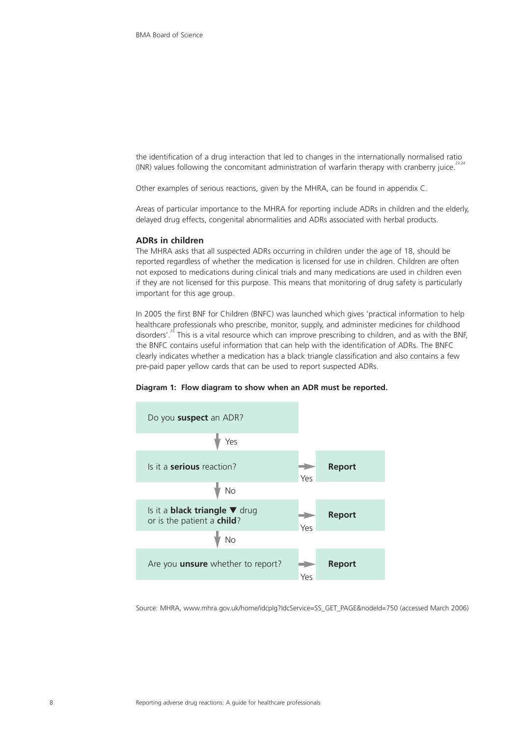the identification of a drug interaction that led to changes in the internationally normalised ratio (INR) values following the concomitant administration of warfarin therapy with cranberry juice.[23,24]

Other examples of serious reactions, given by the MHRA, can be found in appendix C.

Areas of particular importance to the MHRA for reporting include ADRs in children and the elderly, delayed drug effects, congenital abnormalities and ADRs associated with herbal products.

### ADRs in children

The MHRA asks that all suspected ADRs occurring in children under the age of 18, should be reported regardless of whether the medication is licensed for use in children. Children are often not exposed to medications during clinical trials and many medications are used in children even if they are not licensed for this purpose. This means that monitoring of drug safety is particularly important for this age group.

In 2005 the first BNF for Children (BNFC) was launched which gives 'practical information to help healthcare professionals who prescribe, monitor, supply, and administer medicines for childhood disorders'.[25] This is a vital resource which can improve prescribing to children, and as with the BNF, the BNFC contains useful information that can help with the identification of ADRs. The BNFC clearly indicates whether a medication has a black triangle classification and also contains a few pre-paid paper yellow cards that can be used to report suspected ADRs.

**Diagram 1: Flow diagram to show when an ADR must be reported.**

Do you **suspect** an ADR?

↓ Yes

Is it a **serious** reaction? → Yes → **Report**

↓ No

Is it a **black triangle** ▼ drug or is the patient a **child**? → Yes → **Report**

↓ No

Are you **unsure** whether to report? → Yes → **Report**

Source: MHRA, www.mhra.gov.uk/home/idcplg?IdcService=SS_GET_PAGE&nodeId=750 (accessed March 2006)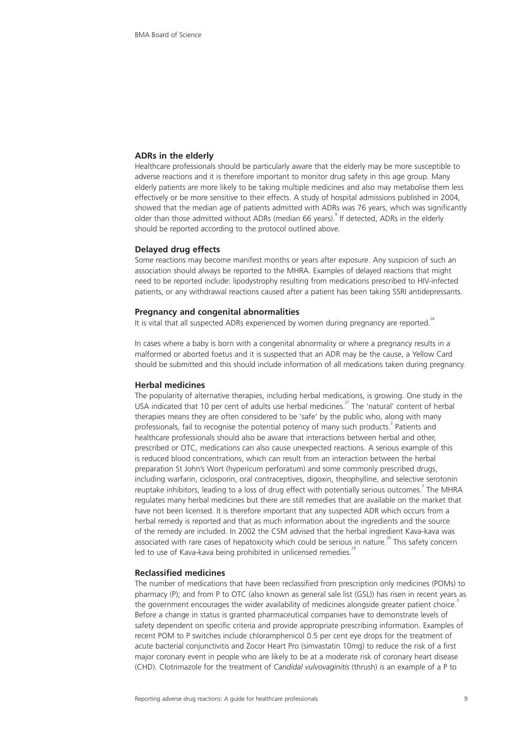### ADRs in the elderly

Healthcare professionals should be particularly aware that the elderly may be more susceptible to adverse reactions and it is therefore important to monitor drug safety in this age group. Many elderly patients are more likely to be taking multiple medicines and also may metabolise them less effectively or be more sensitive to their effects. A study of hospital admissions published in 2004, showed that the median age of patients admitted with ADRs was 76 years, which was significantly older than those admitted without ADRs (median 66 years).[9] If detected, ADRs in the elderly should be reported according to the protocol outlined above.

### Delayed drug effects

Some reactions may become manifest months or years after exposure. Any suspicion of such an association should always be reported to the MHRA. Examples of delayed reactions that might need to be reported include: lipodystrophy resulting from medications prescribed to HIV-infected patients, or any withdrawal reactions caused after a patient has been taking SSRI antidepressants.

### Pregnancy and congenital abnormalities

It is vital that all suspected ADRs experienced by women during pregnancy are reported.[26]

In cases where a baby is born with a congenital abnormality or where a pregnancy results in a malformed or aborted foetus and it is suspected that an ADR may be the cause, a Yellow Card should be submitted and this should include information of all medications taken during pregnancy.

### Herbal medicines

The popularity of alternative therapies, including herbal medications, is growing. One study in the USA indicated that 10 per cent of adults use herbal medicines.[27] The 'natural' content of herbal therapies means they are often considered to be 'safe' by the public who, along with many professionals, fail to recognise the potential potency of many such products.[3] Patients and healthcare professionals should also be aware that interactions between herbal and other, prescribed or OTC, medications can also cause unexpected reactions. A serious example of this is reduced blood concentrations, which can result from an interaction between the herbal preparation St John's Wort (hypericum perforatum) and some commonly prescribed drugs, including warfarin, ciclosporin, oral contraceptives, digoxin, theophylline, and selective serotonin reuptake inhibitors, leading to a loss of drug effect with potentially serious outcomes.[3] The MHRA regulates many herbal medicines but there are still remedies that are available on the market that have not been licensed. It is therefore important that any suspected ADR which occurs from a herbal remedy is reported and that as much information about the ingredients and the source of the remedy are included. In 2002 the CSM advised that the herbal ingredient Kava-kava was associated with rare cases of hepatoxicity which could be serious in nature.[28] This safety concern led to use of Kava-kava being prohibited in unlicensed remedies.[29]

### Reclassified medicines

The number of medications that have been reclassified from prescription only medicines (POMs) to pharmacy (P); and from P to OTC (also known as general sale list (GSL)) has risen in recent years as the government encourages the wider availability of medicines alongside greater patient choice.[3] Before a change in status is granted pharmaceutical companies have to demonstrate levels of safety dependent on specific criteria and provide appropriate prescribing information. Examples of recent POM to P switches include chloramphenicol 0.5 per cent eye drops for the treatment of acute bacterial conjunctivitis and Zocor Heart Pro (simvastatin 10mg) to reduce the risk of a first major coronary event in people who are likely to be at a moderate risk of coronary heart disease (CHD). Clotrimazole for the treatment of *Candidal vulvovaginitis* (thrush) is an example of a P to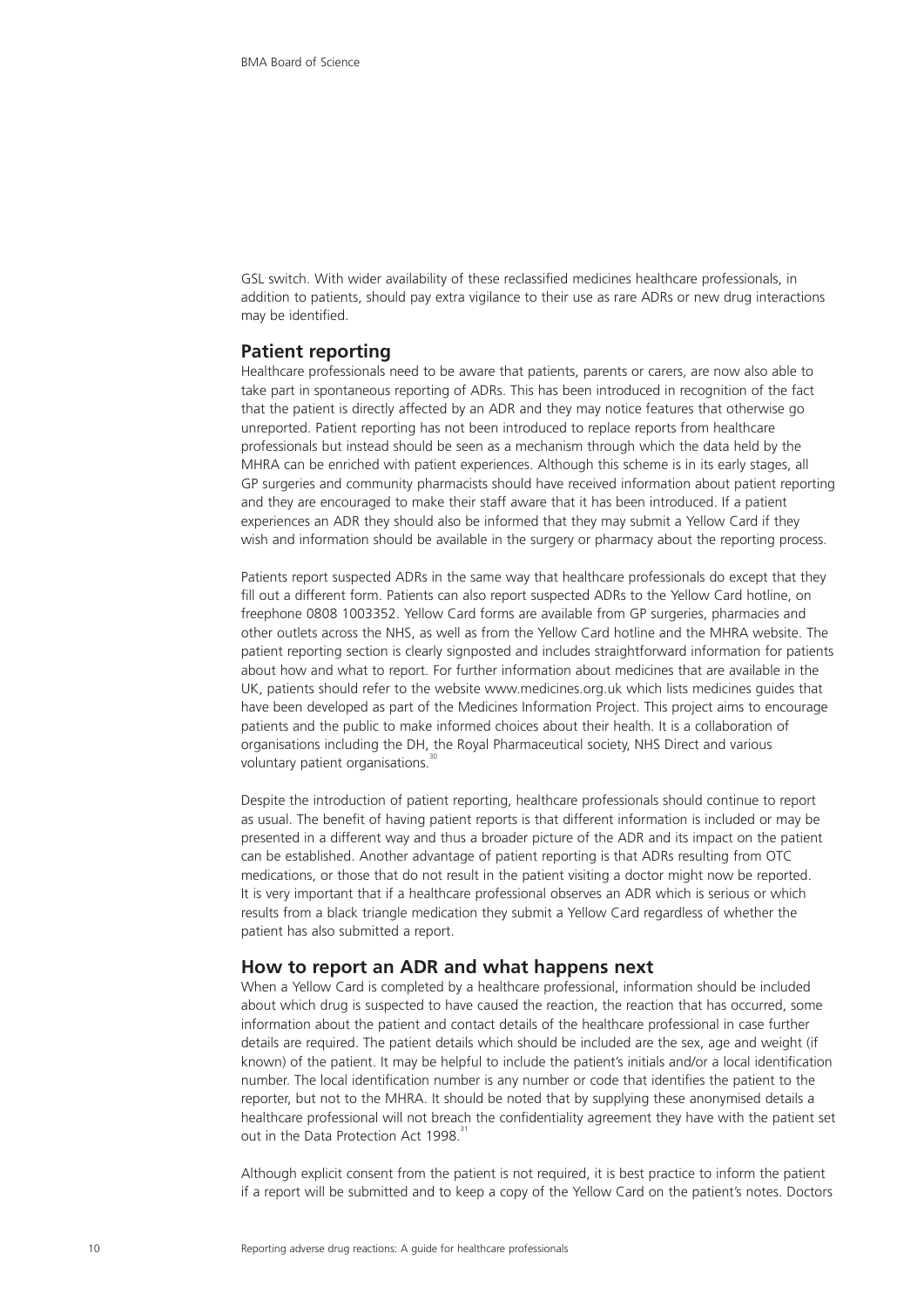GSL switch. With wider availability of these reclassified medicines healthcare professionals, in addition to patients, should pay extra vigilance to their use as rare ADRs or new drug interactions may be identified.

## Patient reporting

Healthcare professionals need to be aware that patients, parents or carers, are now also able to take part in spontaneous reporting of ADRs. This has been introduced in recognition of the fact that the patient is directly affected by an ADR and they may notice features that otherwise go unreported. Patient reporting has not been introduced to replace reports from healthcare professionals but instead should be seen as a mechanism through which the data held by the MHRA can be enriched with patient experiences. Although this scheme is in its early stages, all GP surgeries and community pharmacists should have received information about patient reporting and they are encouraged to make their staff aware that it has been introduced. If a patient experiences an ADR they should also be informed that they may submit a Yellow Card if they wish and information should be available in the surgery or pharmacy about the reporting process.

Patients report suspected ADRs in the same way that healthcare professionals do except that they fill out a different form. Patients can also report suspected ADRs to the Yellow Card hotline, on freephone 0808 1003352. Yellow Card forms are available from GP surgeries, pharmacies and other outlets across the NHS, as well as from the Yellow Card hotline and the MHRA website. The patient reporting section is clearly signposted and includes straightforward information for patients about how and what to report. For further information about medicines that are available in the UK, patients should refer to the website www.medicines.org.uk which lists medicines guides that have been developed as part of the Medicines Information Project. This project aims to encourage patients and the public to make informed choices about their health. It is a collaboration of organisations including the DH, the Royal Pharmaceutical society, NHS Direct and various voluntary patient organisations.[30]

Despite the introduction of patient reporting, healthcare professionals should continue to report as usual. The benefit of having patient reports is that different information is included or may be presented in a different way and thus a broader picture of the ADR and its impact on the patient can be established. Another advantage of patient reporting is that ADRs resulting from OTC medications, or those that do not result in the patient visiting a doctor might now be reported. It is very important that if a healthcare professional observes an ADR which is serious or which results from a black triangle medication they submit a Yellow Card regardless of whether the patient has also submitted a report.

## How to report an ADR and what happens next

When a Yellow Card is completed by a healthcare professional, information should be included about which drug is suspected to have caused the reaction, the reaction that has occurred, some information about the patient and contact details of the healthcare professional in case further details are required. The patient details which should be included are the sex, age and weight (if known) of the patient. It may be helpful to include the patient's initials and/or a local identification number. The local identification number is any number or code that identifies the patient to the reporter, but not to the MHRA. It should be noted that by supplying these anonymised details a healthcare professional will not breach the confidentiality agreement they have with the patient set out in the Data Protection Act 1998.[31]

Although explicit consent from the patient is not required, it is best practice to inform the patient if a report will be submitted and to keep a copy of the Yellow Card on the patient's notes. Doctors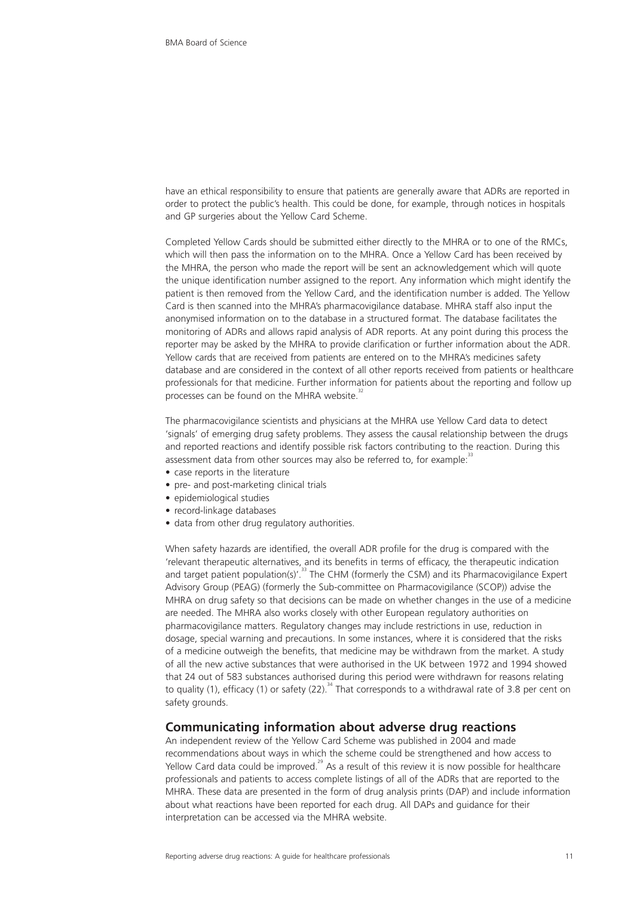have an ethical responsibility to ensure that patients are generally aware that ADRs are reported in order to protect the public's health. This could be done, for example, through notices in hospitals and GP surgeries about the Yellow Card Scheme.

Completed Yellow Cards should be submitted either directly to the MHRA or to one of the RMCs, which will then pass the information on to the MHRA. Once a Yellow Card has been received by the MHRA, the person who made the report will be sent an acknowledgement which will quote the unique identification number assigned to the report. Any information which might identify the patient is then removed from the Yellow Card, and the identification number is added. The Yellow Card is then scanned into the MHRA's pharmacovigilance database. MHRA staff also input the anonymised information on to the database in a structured format. The database facilitates the monitoring of ADRs and allows rapid analysis of ADR reports. At any point during this process the reporter may be asked by the MHRA to provide clarification or further information about the ADR. Yellow cards that are received from patients are entered on to the MHRA's medicines safety database and are considered in the context of all other reports received from patients or healthcare professionals for that medicine. Further information for patients about the reporting and follow up processes can be found on the MHRA website.[32]

The pharmacovigilance scientists and physicians at the MHRA use Yellow Card data to detect 'signals' of emerging drug safety problems. They assess the causal relationship between the drugs and reported reactions and identify possible risk factors contributing to the reaction. During this assessment data from other sources may also be referred to, for example:[33]

- case reports in the literature
- pre- and post-marketing clinical trials
- epidemiological studies
- record-linkage databases
- data from other drug regulatory authorities.

When safety hazards are identified, the overall ADR profile for the drug is compared with the 'relevant therapeutic alternatives, and its benefits in terms of efficacy, the therapeutic indication and target patient population(s)'.[33] The CHM (formerly the CSM) and its Pharmacovigilance Expert Advisory Group (PEAG) (formerly the Sub-committee on Pharmacovigilance (SCOP)) advise the MHRA on drug safety so that decisions can be made on whether changes in the use of a medicine are needed. The MHRA also works closely with other European regulatory authorities on pharmacovigilance matters. Regulatory changes may include restrictions in use, reduction in dosage, special warning and precautions. In some instances, where it is considered that the risks of a medicine outweigh the benefits, that medicine may be withdrawn from the market. A study of all the new active substances that were authorised in the UK between 1972 and 1994 showed that 24 out of 583 substances authorised during this period were withdrawn for reasons relating to quality (1), efficacy (1) or safety (22).[34] That corresponds to a withdrawal rate of 3.8 per cent on safety grounds.

## Communicating information about adverse drug reactions

An independent review of the Yellow Card Scheme was published in 2004 and made recommendations about ways in which the scheme could be strengthened and how access to Yellow Card data could be improved.[29] As a result of this review it is now possible for healthcare professionals and patients to access complete listings of all of the ADRs that are reported to the MHRA. These data are presented in the form of drug analysis prints (DAP) and include information about what reactions have been reported for each drug. All DAPs and guidance for their interpretation can be accessed via the MHRA website.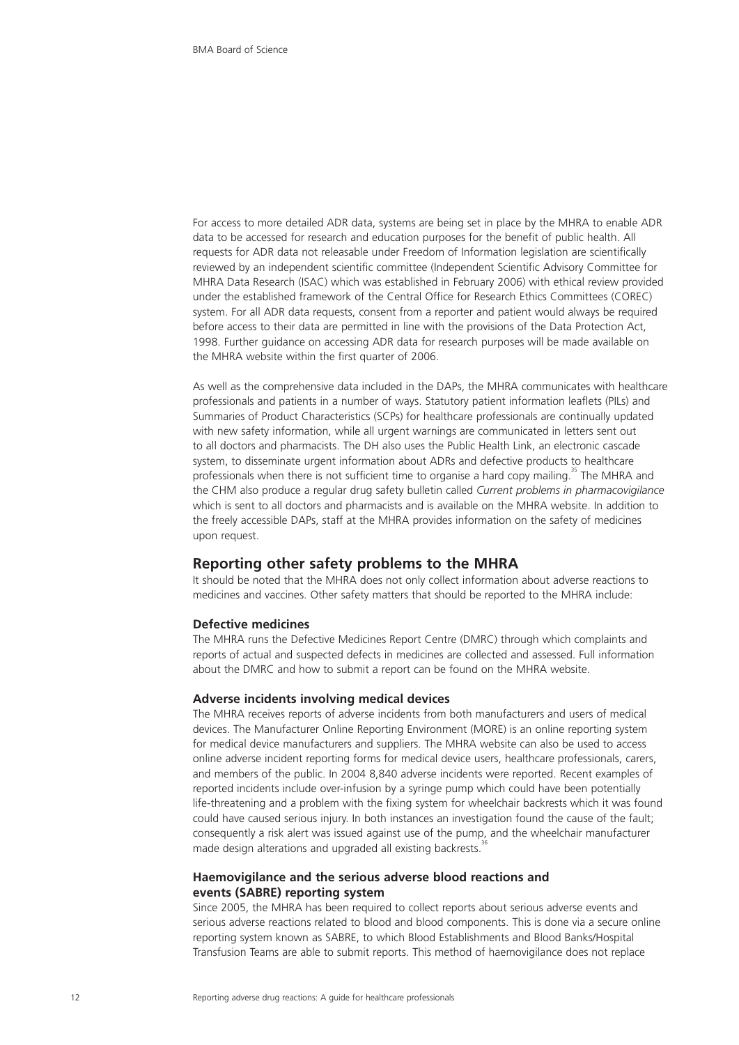For access to more detailed ADR data, systems are being set in place by the MHRA to enable ADR data to be accessed for research and education purposes for the benefit of public health. All requests for ADR data not releasable under Freedom of Information legislation are scientifically reviewed by an independent scientific committee (Independent Scientific Advisory Committee for MHRA Data Research (ISAC) which was established in February 2006) with ethical review provided under the established framework of the Central Office for Research Ethics Committees (COREC) system. For all ADR data requests, consent from a reporter and patient would always be required before access to their data are permitted in line with the provisions of the Data Protection Act, 1998. Further guidance on accessing ADR data for research purposes will be made available on the MHRA website within the first quarter of 2006.

As well as the comprehensive data included in the DAPs, the MHRA communicates with healthcare professionals and patients in a number of ways. Statutory patient information leaflets (PILs) and Summaries of Product Characteristics (SCPs) for healthcare professionals are continually updated with new safety information, while all urgent warnings are communicated in letters sent out to all doctors and pharmacists. The DH also uses the Public Health Link, an electronic cascade system, to disseminate urgent information about ADRs and defective products to healthcare professionals when there is not sufficient time to organise a hard copy mailing.[35] The MHRA and the CHM also produce a regular drug safety bulletin called *Current problems in pharmacovigilance* which is sent to all doctors and pharmacists and is available on the MHRA website. In addition to the freely accessible DAPs, staff at the MHRA provides information on the safety of medicines upon request.

## Reporting other safety problems to the MHRA

It should be noted that the MHRA does not only collect information about adverse reactions to medicines and vaccines. Other safety matters that should be reported to the MHRA include:

### Defective medicines

The MHRA runs the Defective Medicines Report Centre (DMRC) through which complaints and reports of actual and suspected defects in medicines are collected and assessed. Full information about the DMRC and how to submit a report can be found on the MHRA website.

### Adverse incidents involving medical devices

The MHRA receives reports of adverse incidents from both manufacturers and users of medical devices. The Manufacturer Online Reporting Environment (MORE) is an online reporting system for medical device manufacturers and suppliers. The MHRA website can also be used to access online adverse incident reporting forms for medical device users, healthcare professionals, carers, and members of the public. In 2004 8,840 adverse incidents were reported. Recent examples of reported incidents include over-infusion by a syringe pump which could have been potentially life-threatening and a problem with the fixing system for wheelchair backrests which it was found could have caused serious injury. In both instances an investigation found the cause of the fault; consequently a risk alert was issued against use of the pump, and the wheelchair manufacturer made design alterations and upgraded all existing backrests.[36]

### Haemovigilance and the serious adverse blood reactions and events (SABRE) reporting system

Since 2005, the MHRA has been required to collect reports about serious adverse events and serious adverse reactions related to blood and blood components. This is done via a secure online reporting system known as SABRE, to which Blood Establishments and Blood Banks/Hospital Transfusion Teams are able to submit reports. This method of haemovigilance does not replace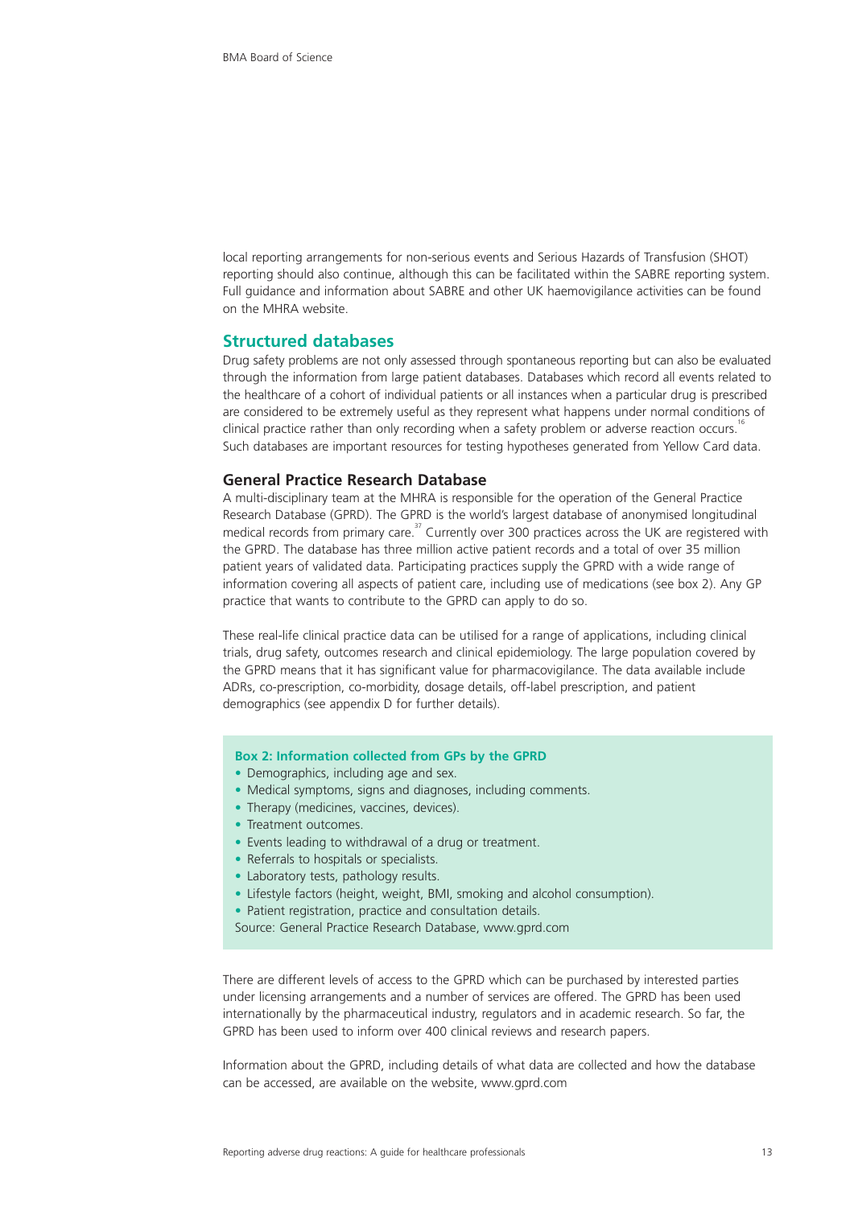local reporting arrangements for non-serious events and Serious Hazards of Transfusion (SHOT) reporting should also continue, although this can be facilitated within the SABRE reporting system. Full guidance and information about SABRE and other UK haemovigilance activities can be found on the MHRA website.

## Structured databases

Drug safety problems are not only assessed through spontaneous reporting but can also be evaluated through the information from large patient databases. Databases which record all events related to the healthcare of a cohort of individual patients or all instances when a particular drug is prescribed are considered to be extremely useful as they represent what happens under normal conditions of clinical practice rather than only recording when a safety problem or adverse reaction occurs.[16] Such databases are important resources for testing hypotheses generated from Yellow Card data.

### General Practice Research Database

A multi-disciplinary team at the MHRA is responsible for the operation of the General Practice Research Database (GPRD). The GPRD is the world's largest database of anonymised longitudinal medical records from primary care.[37] Currently over 300 practices across the UK are registered with the GPRD. The database has three million active patient records and a total of over 35 million patient years of validated data. Participating practices supply the GPRD with a wide range of information covering all aspects of patient care, including use of medications (see box 2). Any GP practice that wants to contribute to the GPRD can apply to do so.

These real-life clinical practice data can be utilised for a range of applications, including clinical trials, drug safety, outcomes research and clinical epidemiology. The large population covered by the GPRD means that it has significant value for pharmacovigilance. The data available include ADRs, co-prescription, co-morbidity, dosage details, off-label prescription, and patient demographics (see appendix D for further details).

**Box 2: Information collected from GPs by the GPRD**

- Demographics, including age and sex.
- Medical symptoms, signs and diagnoses, including comments.
- Therapy (medicines, vaccines, devices).
- Treatment outcomes.
- Events leading to withdrawal of a drug or treatment.
- Referrals to hospitals or specialists.
- Laboratory tests, pathology results.
- Lifestyle factors (height, weight, BMI, smoking and alcohol consumption).
- Patient registration, practice and consultation details.

Source: General Practice Research Database, www.gprd.com

There are different levels of access to the GPRD which can be purchased by interested parties under licensing arrangements and a number of services are offered. The GPRD has been used internationally by the pharmaceutical industry, regulators and in academic research. So far, the GPRD has been used to inform over 400 clinical reviews and research papers.

Information about the GPRD, including details of what data are collected and how the database can be accessed, are available on the website, www.gprd.com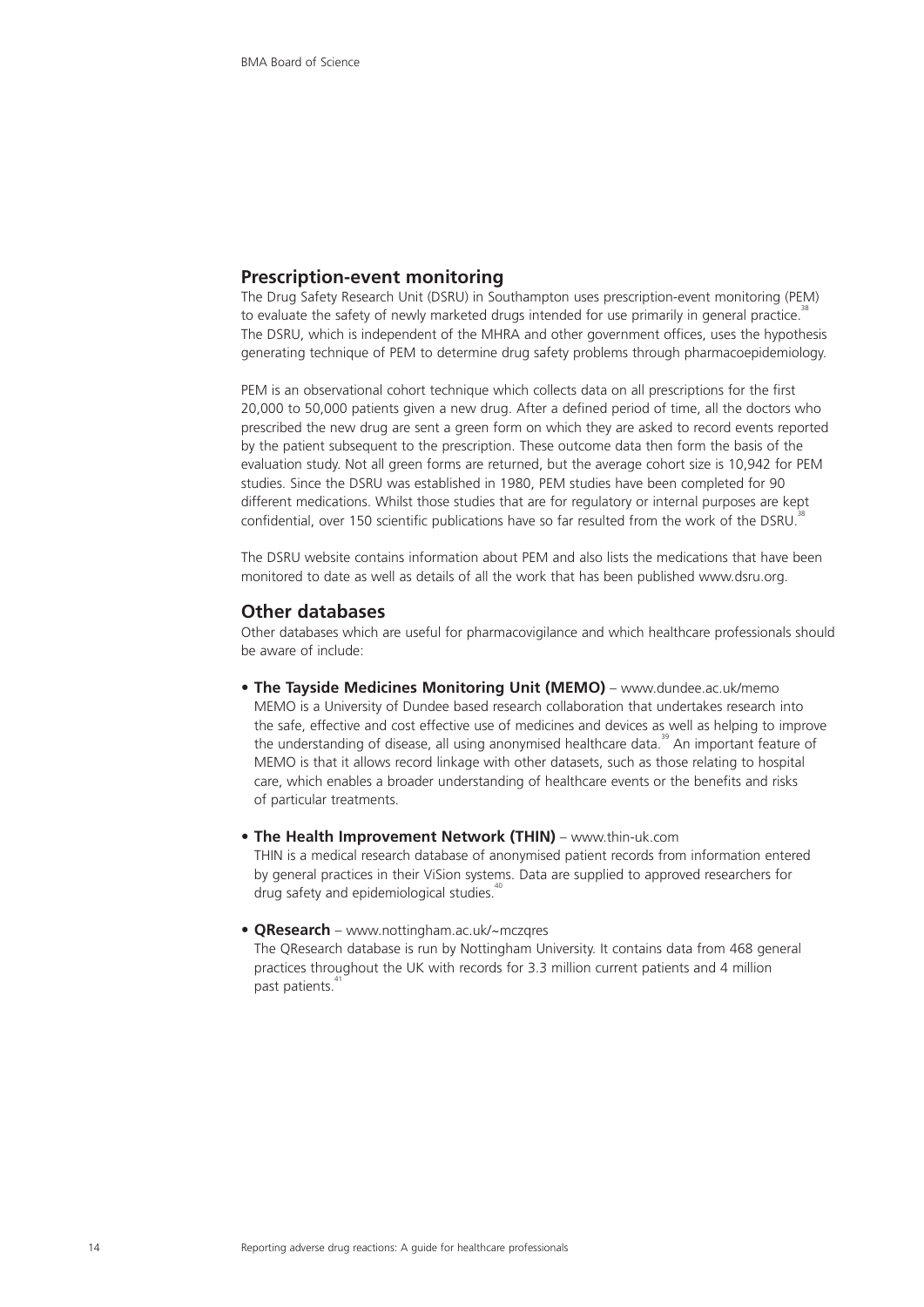## Prescription-event monitoring

The Drug Safety Research Unit (DSRU) in Southampton uses prescription-event monitoring (PEM) to evaluate the safety of newly marketed drugs intended for use primarily in general practice.[38] The DSRU, which is independent of the MHRA and other government offices, uses the hypothesis generating technique of PEM to determine drug safety problems through pharmacoepidemiology.

PEM is an observational cohort technique which collects data on all prescriptions for the first 20,000 to 50,000 patients given a new drug. After a defined period of time, all the doctors who prescribed the new drug are sent a green form on which they are asked to record events reported by the patient subsequent to the prescription. These outcome data then form the basis of the evaluation study. Not all green forms are returned, but the average cohort size is 10,942 for PEM studies. Since the DSRU was established in 1980, PEM studies have been completed for 90 different medications. Whilst those studies that are for regulatory or internal purposes are kept confidential, over 150 scientific publications have so far resulted from the work of the DSRU.[38]

The DSRU website contains information about PEM and also lists the medications that have been monitored to date as well as details of all the work that has been published www.dsru.org.

## Other databases

Other databases which are useful for pharmacovigilance and which healthcare professionals should be aware of include:

- **The Tayside Medicines Monitoring Unit (MEMO)** – www.dundee.ac.uk/memo
  MEMO is a University of Dundee based research collaboration that undertakes research into the safe, effective and cost effective use of medicines and devices as well as helping to improve the understanding of disease, all using anonymised healthcare data.[39] An important feature of MEMO is that it allows record linkage with other datasets, such as those relating to hospital care, which enables a broader understanding of healthcare events or the benefits and risks of particular treatments.

- **The Health Improvement Network (THIN)** – www.thin-uk.com
  THIN is a medical research database of anonymised patient records from information entered by general practices in their ViSion systems. Data are supplied to approved researchers for drug safety and epidemiological studies.[40]

- **QResearch** – www.nottingham.ac.uk/~mczqres
  The QResearch database is run by Nottingham University. It contains data from 468 general practices throughout the UK with records for 3.3 million current patients and 4 million past patients.[41]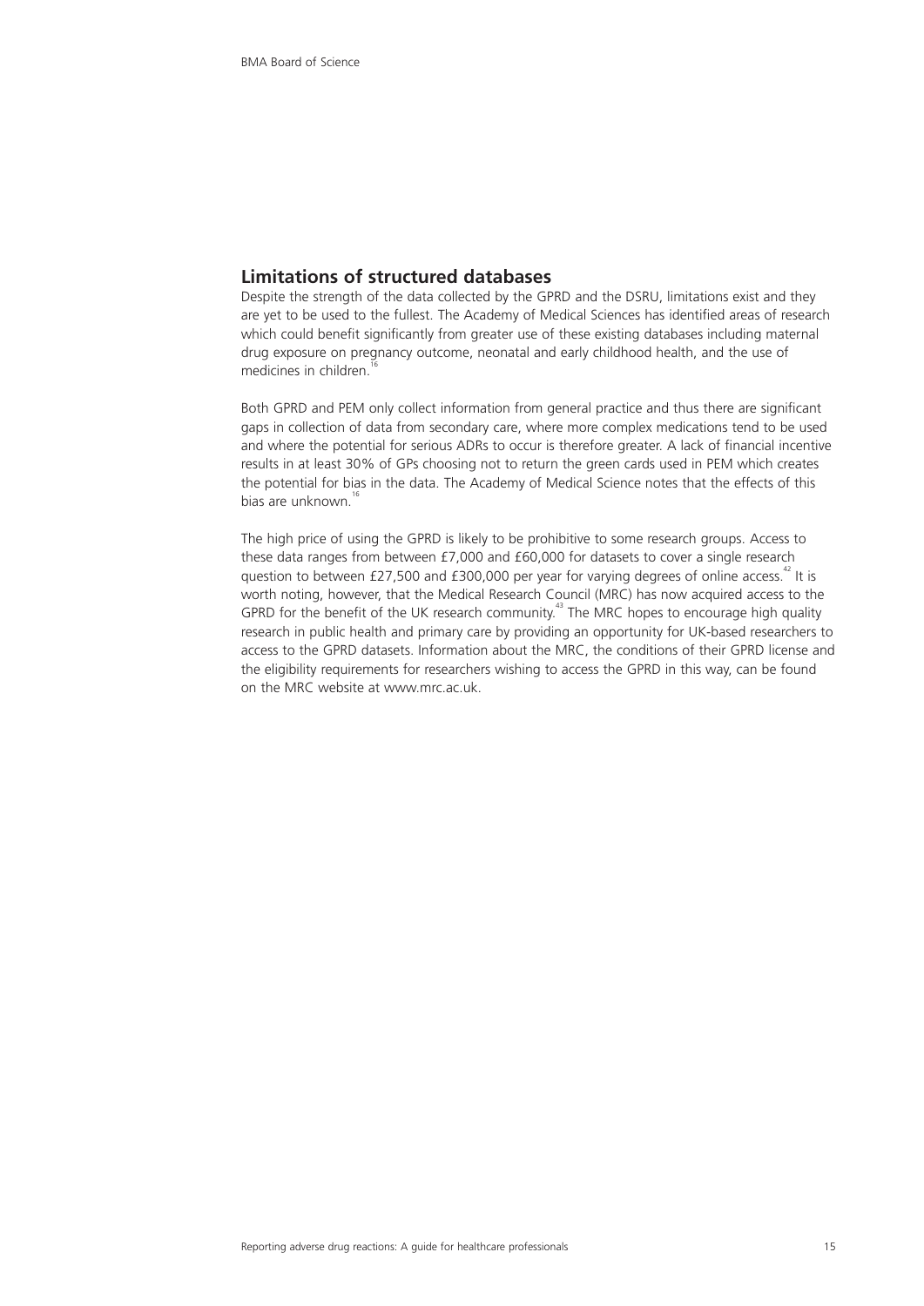## Limitations of structured databases

Despite the strength of the data collected by the GPRD and the DSRU, limitations exist and they are yet to be used to the fullest. The Academy of Medical Sciences has identified areas of research which could benefit significantly from greater use of these existing databases including maternal drug exposure on pregnancy outcome, neonatal and early childhood health, and the use of medicines in children.[16]

Both GPRD and PEM only collect information from general practice and thus there are significant gaps in collection of data from secondary care, where more complex medications tend to be used and where the potential for serious ADRs to occur is therefore greater. A lack of financial incentive results in at least 30% of GPs choosing not to return the green cards used in PEM which creates the potential for bias in the data. The Academy of Medical Science notes that the effects of this bias are unknown.[16]

The high price of using the GPRD is likely to be prohibitive to some research groups. Access to these data ranges from between £7,000 and £60,000 for datasets to cover a single research question to between £27,500 and £300,000 per year for varying degrees of online access.[42] It is worth noting, however, that the Medical Research Council (MRC) has now acquired access to the GPRD for the benefit of the UK research community.[43] The MRC hopes to encourage high quality research in public health and primary care by providing an opportunity for UK-based researchers to access to the GPRD datasets. Information about the MRC, the conditions of their GPRD license and the eligibility requirements for researchers wishing to access the GPRD in this way, can be found on the MRC website at www.mrc.ac.uk.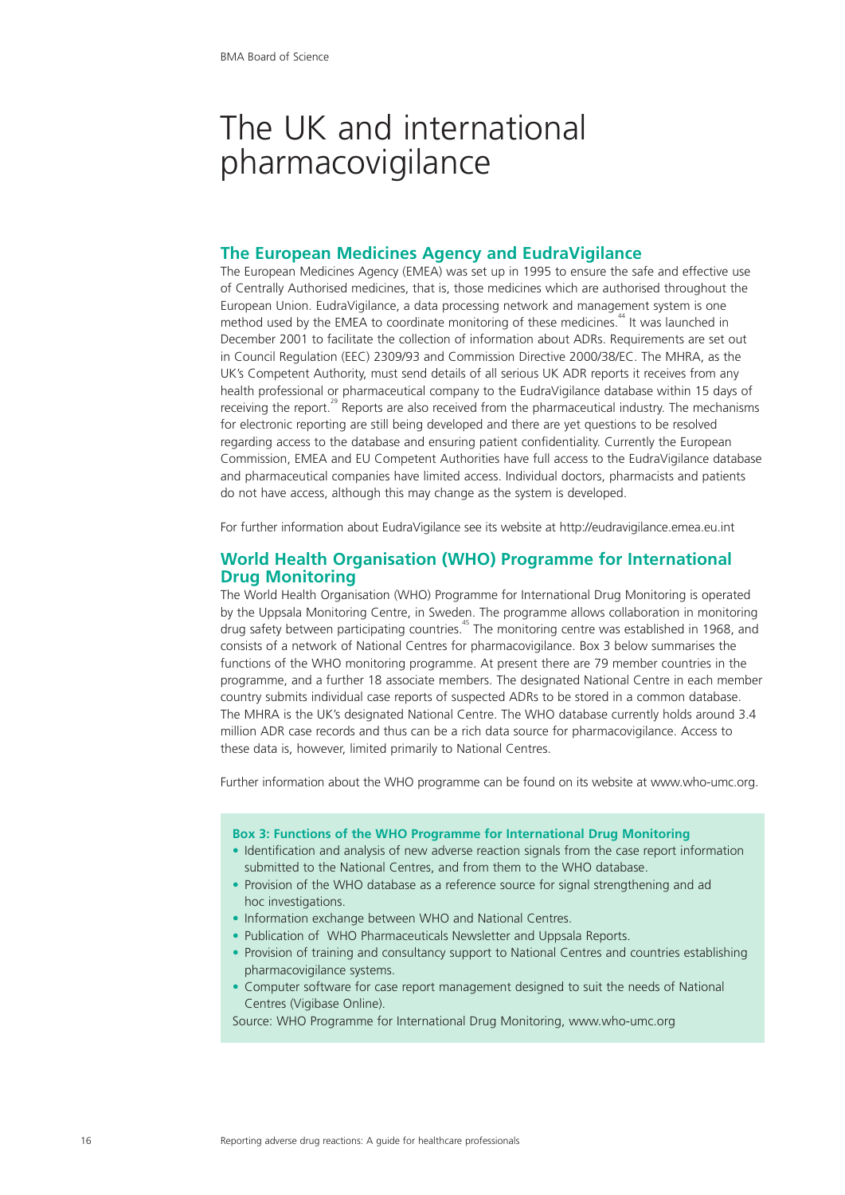# The UK and international pharmacovigilance

## The European Medicines Agency and EudraVigilance

The European Medicines Agency (EMEA) was set up in 1995 to ensure the safe and effective use of Centrally Authorised medicines, that is, those medicines which are authorised throughout the European Union. EudraVigilance, a data processing network and management system is one method used by the EMEA to coordinate monitoring of these medicines.[44] It was launched in December 2001 to facilitate the collection of information about ADRs. Requirements are set out in Council Regulation (EEC) 2309/93 and Commission Directive 2000/38/EC. The MHRA, as the UK's Competent Authority, must send details of all serious UK ADR reports it receives from any health professional or pharmaceutical company to the EudraVigilance database within 15 days of receiving the report.[29] Reports are also received from the pharmaceutical industry. The mechanisms for electronic reporting are still being developed and there are yet questions to be resolved regarding access to the database and ensuring patient confidentiality. Currently the European Commission, EMEA and EU Competent Authorities have full access to the EudraVigilance database and pharmaceutical companies have limited access. Individual doctors, pharmacists and patients do not have access, although this may change as the system is developed.

For further information about EudraVigilance see its website at http://eudravigilance.emea.eu.int

## World Health Organisation (WHO) Programme for International Drug Monitoring

The World Health Organisation (WHO) Programme for International Drug Monitoring is operated by the Uppsala Monitoring Centre, in Sweden. The programme allows collaboration in monitoring drug safety between participating countries.[45] The monitoring centre was established in 1968, and consists of a network of National Centres for pharmacovigilance. Box 3 below summarises the functions of the WHO monitoring programme. At present there are 79 member countries in the programme, and a further 18 associate members. The designated National Centre in each member country submits individual case reports of suspected ADRs to be stored in a common database. The MHRA is the UK's designated National Centre. The WHO database currently holds around 3.4 million ADR case records and thus can be a rich data source for pharmacovigilance. Access to these data is, however, limited primarily to National Centres.

Further information about the WHO programme can be found on its website at www.who-umc.org.

**Box 3: Functions of the WHO Programme for International Drug Monitoring**

- Identification and analysis of new adverse reaction signals from the case report information submitted to the National Centres, and from them to the WHO database.
- Provision of the WHO database as a reference source for signal strengthening and ad hoc investigations.
- Information exchange between WHO and National Centres.
- Publication of WHO Pharmaceuticals Newsletter and Uppsala Reports.
- Provision of training and consultancy support to National Centres and countries establishing pharmacovigilance systems.
- Computer software for case report management designed to suit the needs of National Centres (Vigibase Online).

Source: WHO Programme for International Drug Monitoring, www.who-umc.org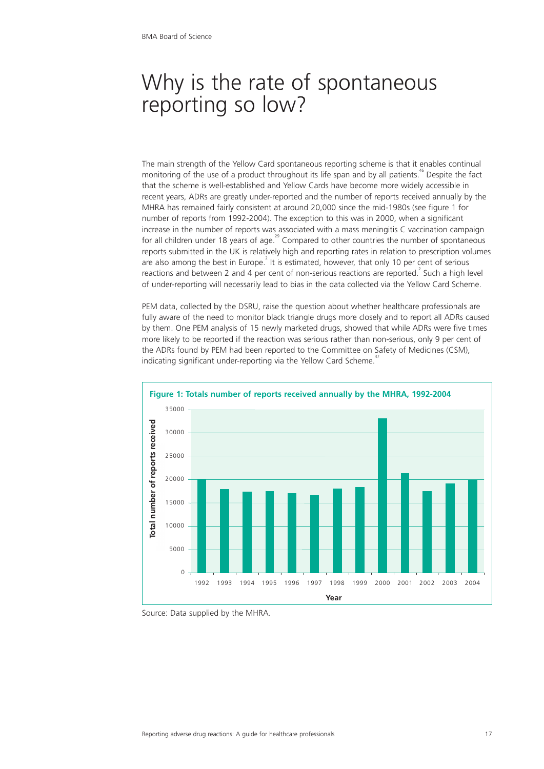# Why is the rate of spontaneous reporting so low?

The main strength of the Yellow Card spontaneous reporting scheme is that it enables continual monitoring of the use of a product throughout its life span and by all patients.[46] Despite the fact that the scheme is well-established and Yellow Cards have become more widely accessible in recent years, ADRs are greatly under-reported and the number of reports received annually by the MHRA has remained fairly consistent at around 20,000 since the mid-1980s (see figure 1 for number of reports from 1992-2004). The exception to this was in 2000, when a significant increase in the number of reports was associated with a mass meningitis C vaccination campaign for all children under 18 years of age.[29] Compared to other countries the number of spontaneous reports submitted in the UK is relatively high and reporting rates in relation to prescription volumes are also among the best in Europe.[2] It is estimated, however, that only 10 per cent of serious reactions and between 2 and 4 per cent of non-serious reactions are reported.[2] Such a high level of under-reporting will necessarily lead to bias in the data collected via the Yellow Card Scheme.

PEM data, collected by the DSRU, raise the question about whether healthcare professionals are fully aware of the need to monitor black triangle drugs more closely and to report all ADRs caused by them. One PEM analysis of 15 newly marketed drugs, showed that while ADRs were five times more likely to be reported if the reaction was serious rather than non-serious, only 9 per cent of the ADRs found by PEM had been reported to the Committee on Safety of Medicines (CSM), indicating significant under-reporting via the Yellow Card Scheme.[47]

**Figure 1: Totals number of reports received annually by the MHRA, 1992-2004**

Source: Data supplied by the MHRA.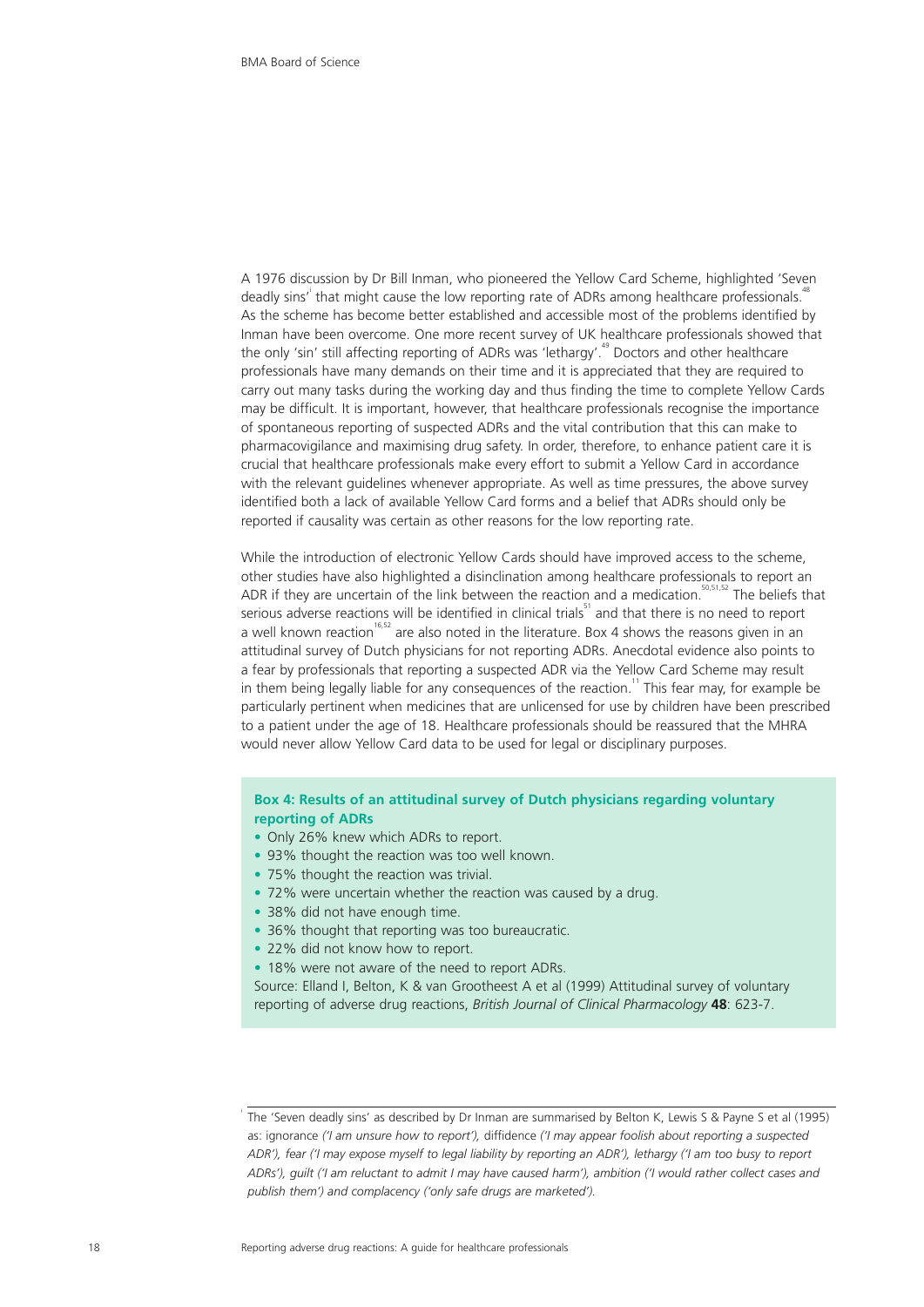A 1976 discussion by Dr Bill Inman, who pioneered the Yellow Card Scheme, highlighted 'Seven deadly sins'[i] that might cause the low reporting rate of ADRs among healthcare professionals.[48] As the scheme has become better established and accessible most of the problems identified by Inman have been overcome. One more recent survey of UK healthcare professionals showed that the only 'sin' still affecting reporting of ADRs was 'lethargy'.[49] Doctors and other healthcare professionals have many demands on their time and it is appreciated that they are required to carry out many tasks during the working day and thus finding the time to complete Yellow Cards may be difficult. It is important, however, that healthcare professionals recognise the importance of spontaneous reporting of suspected ADRs and the vital contribution that this can make to pharmacovigilance and maximising drug safety. In order, therefore, to enhance patient care it is crucial that healthcare professionals make every effort to submit a Yellow Card in accordance with the relevant guidelines whenever appropriate. As well as time pressures, the above survey identified both a lack of available Yellow Card forms and a belief that ADRs should only be reported if causality was certain as other reasons for the low reporting rate.

While the introduction of electronic Yellow Cards should have improved access to the scheme, other studies have also highlighted a disinclination among healthcare professionals to report an ADR if they are uncertain of the link between the reaction and a medication.[50,51,52] The beliefs that serious adverse reactions will be identified in clinical trials[51] and that there is no need to report a well known reaction[16,52] are also noted in the literature. Box 4 shows the reasons given in an attitudinal survey of Dutch physicians for not reporting ADRs. Anecdotal evidence also points to a fear by professionals that reporting a suspected ADR via the Yellow Card Scheme may result in them being legally liable for any consequences of the reaction.[11] This fear may, for example be particularly pertinent when medicines that are unlicensed for use by children have been prescribed to a patient under the age of 18. Healthcare professionals should be reassured that the MHRA would never allow Yellow Card data to be used for legal or disciplinary purposes.

**Box 4: Results of an attitudinal survey of Dutch physicians regarding voluntary reporting of ADRs**

- Only 26% knew which ADRs to report.
- 93% thought the reaction was too well known.
- 75% thought the reaction was trivial.
- 72% were uncertain whether the reaction was caused by a drug.
- 38% did not have enough time.
- 36% thought that reporting was too bureaucratic.
- 22% did not know how to report.
- 18% were not aware of the need to report ADRs.

Source: Elland I, Belton, K & van Grootheest A et al (1999) Attitudinal survey of voluntary reporting of adverse drug reactions, *British Journal of Clinical Pharmacology* **48**: 623-7.

---

[i] The 'Seven deadly sins' as described by Dr Inman are summarised by Belton K, Lewis S & Payne S et al (1995) as: ignorance *('I am unsure how to report'),* diffidence *('I may appear foolish about reporting a suspected ADR'), fear ('I may expose myself to legal liability by reporting an ADR'), lethargy ('I am too busy to report ADRs'), guilt ('I am reluctant to admit I may have caused harm'), ambition ('I would rather collect cases and publish them') and complacency ('only safe drugs are marketed').*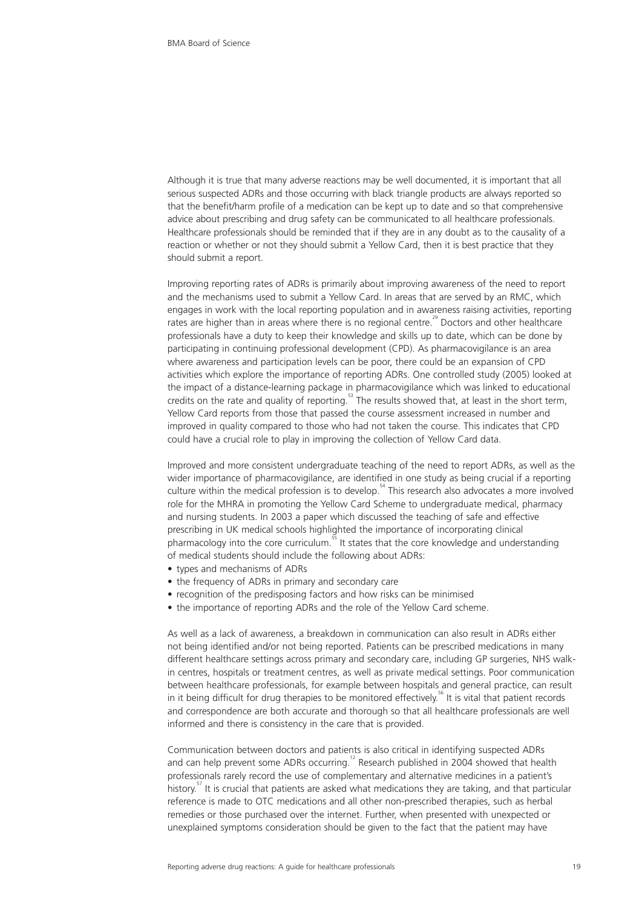Although it is true that many adverse reactions may be well documented, it is important that all serious suspected ADRs and those occurring with black triangle products are always reported so that the benefit/harm profile of a medication can be kept up to date and so that comprehensive advice about prescribing and drug safety can be communicated to all healthcare professionals. Healthcare professionals should be reminded that if they are in any doubt as to the causality of a reaction or whether or not they should submit a Yellow Card, then it is best practice that they should submit a report.

Improving reporting rates of ADRs is primarily about improving awareness of the need to report and the mechanisms used to submit a Yellow Card. In areas that are served by an RMC, which engages in work with the local reporting population and in awareness raising activities, reporting rates are higher than in areas where there is no regional centre.[29] Doctors and other healthcare professionals have a duty to keep their knowledge and skills up to date, which can be done by participating in continuing professional development (CPD). As pharmacovigilance is an area where awareness and participation levels can be poor, there could be an expansion of CPD activities which explore the importance of reporting ADRs. One controlled study (2005) looked at the impact of a distance-learning package in pharmacovigilance which was linked to educational credits on the rate and quality of reporting.[53] The results showed that, at least in the short term, Yellow Card reports from those that passed the course assessment increased in number and improved in quality compared to those who had not taken the course. This indicates that CPD could have a crucial role to play in improving the collection of Yellow Card data.

Improved and more consistent undergraduate teaching of the need to report ADRs, as well as the wider importance of pharmacovigilance, are identified in one study as being crucial if a reporting culture within the medical profession is to develop.[54] This research also advocates a more involved role for the MHRA in promoting the Yellow Card Scheme to undergraduate medical, pharmacy and nursing students. In 2003 a paper which discussed the teaching of safe and effective prescribing in UK medical schools highlighted the importance of incorporating clinical pharmacology into the core curriculum.[55] It states that the core knowledge and understanding of medical students should include the following about ADRs:

- types and mechanisms of ADRs
- the frequency of ADRs in primary and secondary care
- recognition of the predisposing factors and how risks can be minimised
- the importance of reporting ADRs and the role of the Yellow Card scheme.

As well as a lack of awareness, a breakdown in communication can also result in ADRs either not being identified and/or not being reported. Patients can be prescribed medications in many different healthcare settings across primary and secondary care, including GP surgeries, NHS walk-in centres, hospitals or treatment centres, as well as private medical settings. Poor communication between healthcare professionals, for example between hospitals and general practice, can result in it being difficult for drug therapies to be monitored effectively.[56] It is vital that patient records and correspondence are both accurate and thorough so that all healthcare professionals are well informed and there is consistency in the care that is provided.

Communication between doctors and patients is also critical in identifying suspected ADRs and can help prevent some ADRs occurring.[12] Research published in 2004 showed that health professionals rarely record the use of complementary and alternative medicines in a patient's history.[57] It is crucial that patients are asked what medications they are taking, and that particular reference is made to OTC medications and all other non-prescribed therapies, such as herbal remedies or those purchased over the internet. Further, when presented with unexpected or unexplained symptoms consideration should be given to the fact that the patient may have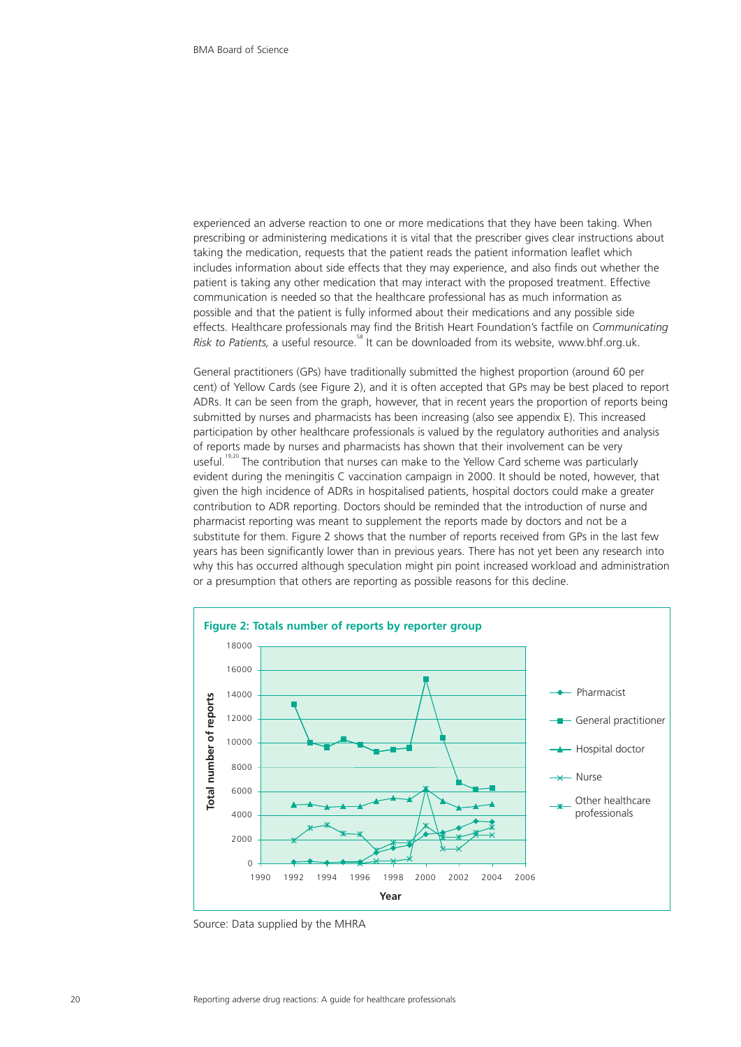experienced an adverse reaction to one or more medications that they have been taking. When prescribing or administering medications it is vital that the prescriber gives clear instructions about taking the medication, requests that the patient reads the patient information leaflet which includes information about side effects that they may experience, and also finds out whether the patient is taking any other medication that may interact with the proposed treatment. Effective communication is needed so that the healthcare professional has as much information as possible and that the patient is fully informed about their medications and any possible side effects. Healthcare professionals may find the British Heart Foundation's factfile on *Communicating Risk to Patients,* a useful resource.[58] It can be downloaded from its website, www.bhf.org.uk.

General practitioners (GPs) have traditionally submitted the highest proportion (around 60 per cent) of Yellow Cards (see Figure 2), and it is often accepted that GPs may be best placed to report ADRs. It can be seen from the graph, however, that in recent years the proportion of reports being submitted by nurses and pharmacists has been increasing (also see appendix E). This increased participation by other healthcare professionals is valued by the regulatory authorities and analysis of reports made by nurses and pharmacists has shown that their involvement can be very useful.[19,20] The contribution that nurses can make to the Yellow Card scheme was particularly evident during the meningitis C vaccination campaign in 2000. It should be noted, however, that given the high incidence of ADRs in hospitalised patients, hospital doctors could make a greater contribution to ADR reporting. Doctors should be reminded that the introduction of nurse and pharmacist reporting was meant to supplement the reports made by doctors and not be a substitute for them. Figure 2 shows that the number of reports received from GPs in the last few years has been significantly lower than in previous years. There has not yet been any research into why this has occurred although speculation might pin point increased workload and administration or a presumption that others are reporting as possible reasons for this decline.

**Figure 2: Totals number of reports by reporter group**

Source: Data supplied by the MHRA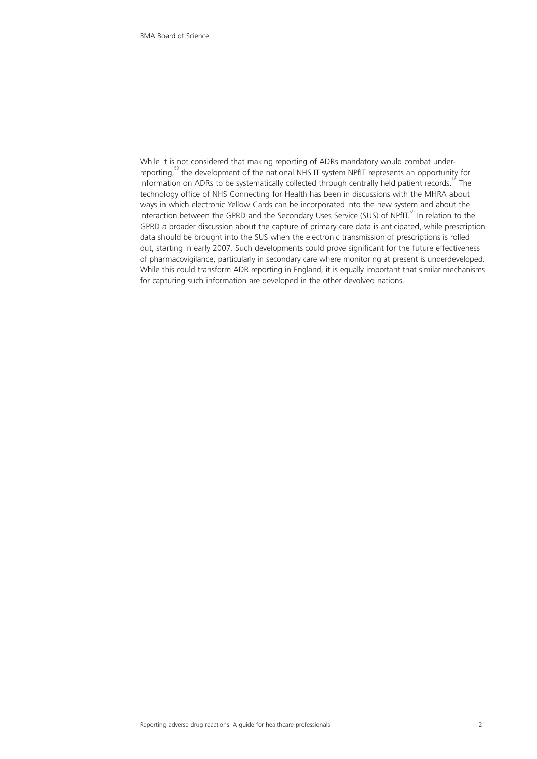While it is not considered that making reporting of ADRs mandatory would combat under-reporting,[50] the development of the national NHS IT system NPfIT represents an opportunity for information on ADRs to be systematically collected through centrally held patient records.[16] The technology office of NHS Connecting for Health has been in discussions with the MHRA about ways in which electronic Yellow Cards can be incorporated into the new system and about the interaction between the GPRD and the Secondary Uses Service (SUS) of NPfIT.[59] In relation to the GPRD a broader discussion about the capture of primary care data is anticipated, while prescription data should be brought into the SUS when the electronic transmission of prescriptions is rolled out, starting in early 2007. Such developments could prove significant for the future effectiveness of pharmacovigilance, particularly in secondary care where monitoring at present is underdeveloped. While this could transform ADR reporting in England, it is equally important that similar mechanisms for capturing such information are developed in the other devolved nations.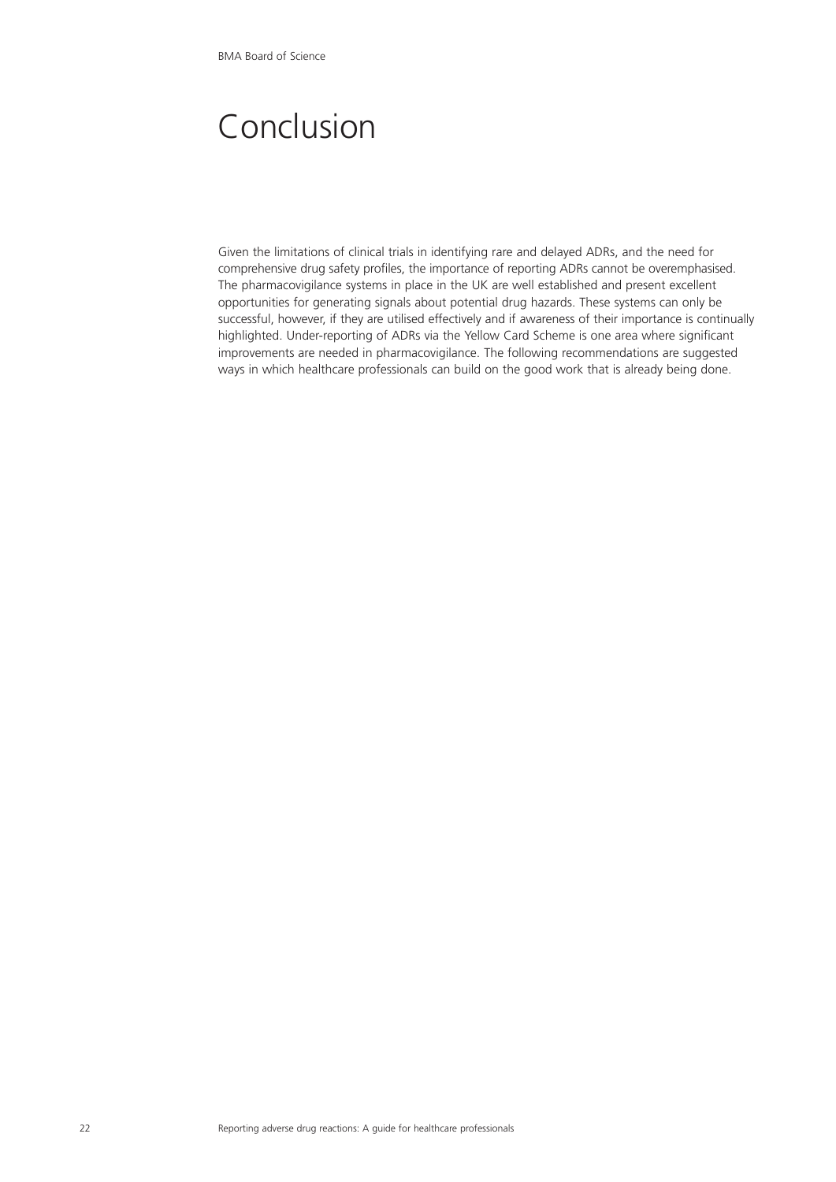# Conclusion

Given the limitations of clinical trials in identifying rare and delayed ADRs, and the need for comprehensive drug safety profiles, the importance of reporting ADRs cannot be overemphasised. The pharmacovigilance systems in place in the UK are well established and present excellent opportunities for generating signals about potential drug hazards. These systems can only be successful, however, if they are utilised effectively and if awareness of their importance is continually highlighted. Under-reporting of ADRs via the Yellow Card Scheme is one area where significant improvements are needed in pharmacovigilance. The following recommendations are suggested ways in which healthcare professionals can build on the good work that is already being done.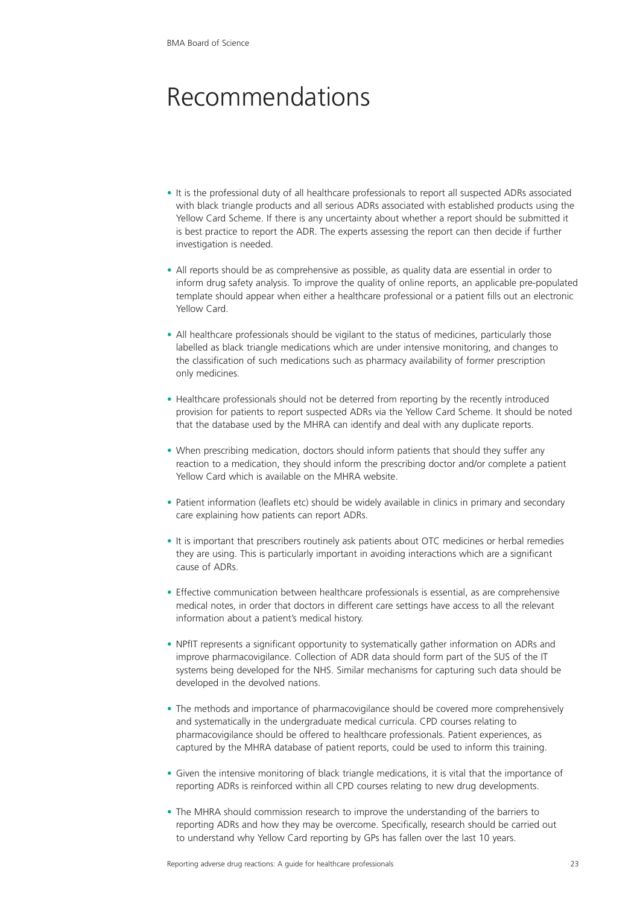# Recommendations

- It is the professional duty of all healthcare professionals to report all suspected ADRs associated with black triangle products and all serious ADRs associated with established products using the Yellow Card Scheme. If there is any uncertainty about whether a report should be submitted it is best practice to report the ADR. The experts assessing the report can then decide if further investigation is needed.

- All reports should be as comprehensive as possible, as quality data are essential in order to inform drug safety analysis. To improve the quality of online reports, an applicable pre-populated template should appear when either a healthcare professional or a patient fills out an electronic Yellow Card.

- All healthcare professionals should be vigilant to the status of medicines, particularly those labelled as black triangle medications which are under intensive monitoring, and changes to the classification of such medications such as pharmacy availability of former prescription only medicines.

- Healthcare professionals should not be deterred from reporting by the recently introduced provision for patients to report suspected ADRs via the Yellow Card Scheme. It should be noted that the database used by the MHRA can identify and deal with any duplicate reports.

- When prescribing medication, doctors should inform patients that should they suffer any reaction to a medication, they should inform the prescribing doctor and/or complete a patient Yellow Card which is available on the MHRA website.

- Patient information (leaflets etc) should be widely available in clinics in primary and secondary care explaining how patients can report ADRs.

- It is important that prescribers routinely ask patients about OTC medicines or herbal remedies they are using. This is particularly important in avoiding interactions which are a significant cause of ADRs.

- Effective communication between healthcare professionals is essential, as are comprehensive medical notes, in order that doctors in different care settings have access to all the relevant information about a patient's medical history.

- NPfIT represents a significant opportunity to systematically gather information on ADRs and improve pharmacovigilance. Collection of ADR data should form part of the SUS of the IT systems being developed for the NHS. Similar mechanisms for capturing such data should be developed in the devolved nations.

- The methods and importance of pharmacovigilance should be covered more comprehensively and systematically in the undergraduate medical curricula. CPD courses relating to pharmacovigilance should be offered to healthcare professionals. Patient experiences, as captured by the MHRA database of patient reports, could be used to inform this training.

- Given the intensive monitoring of black triangle medications, it is vital that the importance of reporting ADRs is reinforced within all CPD courses relating to new drug developments.

- The MHRA should commission research to improve the understanding of the barriers to reporting ADRs and how they may be overcome. Specifically, research should be carried out to understand why Yellow Card reporting by GPs has fallen over the last 10 years.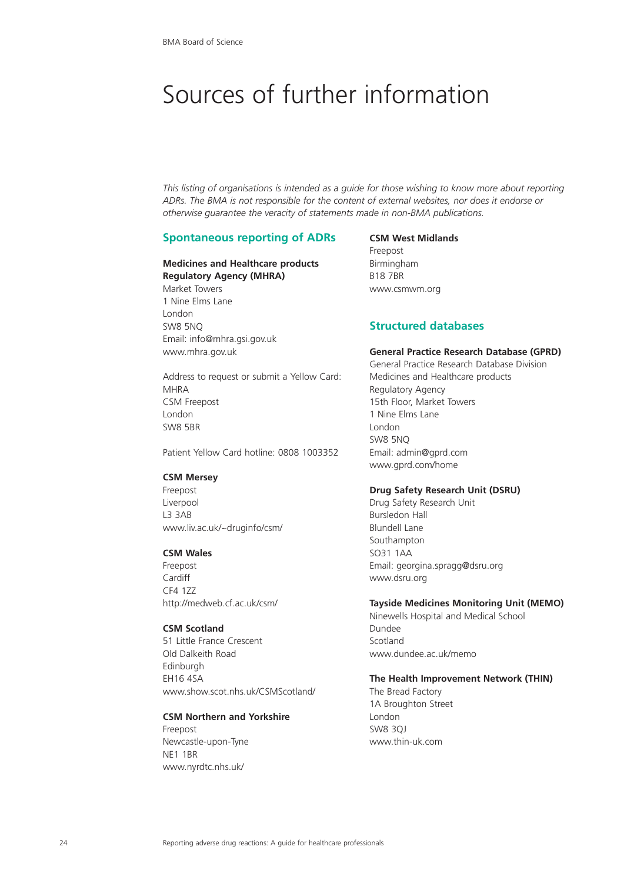# Sources of further information

*This listing of organisations is intended as a guide for those wishing to know more about reporting ADRs. The BMA is not responsible for the content of external websites, nor does it endorse or otherwise guarantee the veracity of statements made in non-BMA publications.*

## Spontaneous reporting of ADRs

**Medicines and Healthcare products Regulatory Agency (MHRA)**
Market Towers
1 Nine Elms Lane
London
SW8 5NQ
Email: info@mhra.gsi.gov.uk
www.mhra.gov.uk

Address to request or submit a Yellow Card:
MHRA
CSM Freepost
London
SW8 5BR

Patient Yellow Card hotline: 0808 1003352

**CSM Mersey**
Freepost
Liverpool
L3 3AB
www.liv.ac.uk/~druginfo/csm/

**CSM Wales**
Freepost
Cardiff
CF4 1ZZ
http://medweb.cf.ac.uk/csm/

**CSM Scotland**
51 Little France Crescent
Old Dalkeith Road
Edinburgh
EH16 4SA
www.show.scot.nhs.uk/CSMScotland/

**CSM Northern and Yorkshire**
Freepost
Newcastle-upon-Tyne
NE1 1BR
www.nyrdtc.nhs.uk/

**CSM West Midlands**
Freepost
Birmingham
B18 7BR
www.csmwm.org

## Structured databases

**General Practice Research Database (GPRD)**
General Practice Research Database Division
Medicines and Healthcare products
Regulatory Agency
15th Floor, Market Towers
1 Nine Elms Lane
London
SW8 5NQ
Email: admin@gprd.com
www.gprd.com/home

**Drug Safety Research Unit (DSRU)**
Drug Safety Research Unit
Bursledon Hall
Blundell Lane
Southampton
SO31 1AA
Email: georgina.spragg@dsru.org
www.dsru.org

**Tayside Medicines Monitoring Unit (MEMO)**
Ninewells Hospital and Medical School
Dundee
Scotland
www.dundee.ac.uk/memo

**The Health Improvement Network (THIN)**
The Bread Factory
1A Broughton Street
London
SW8 3QJ
www.thin-uk.com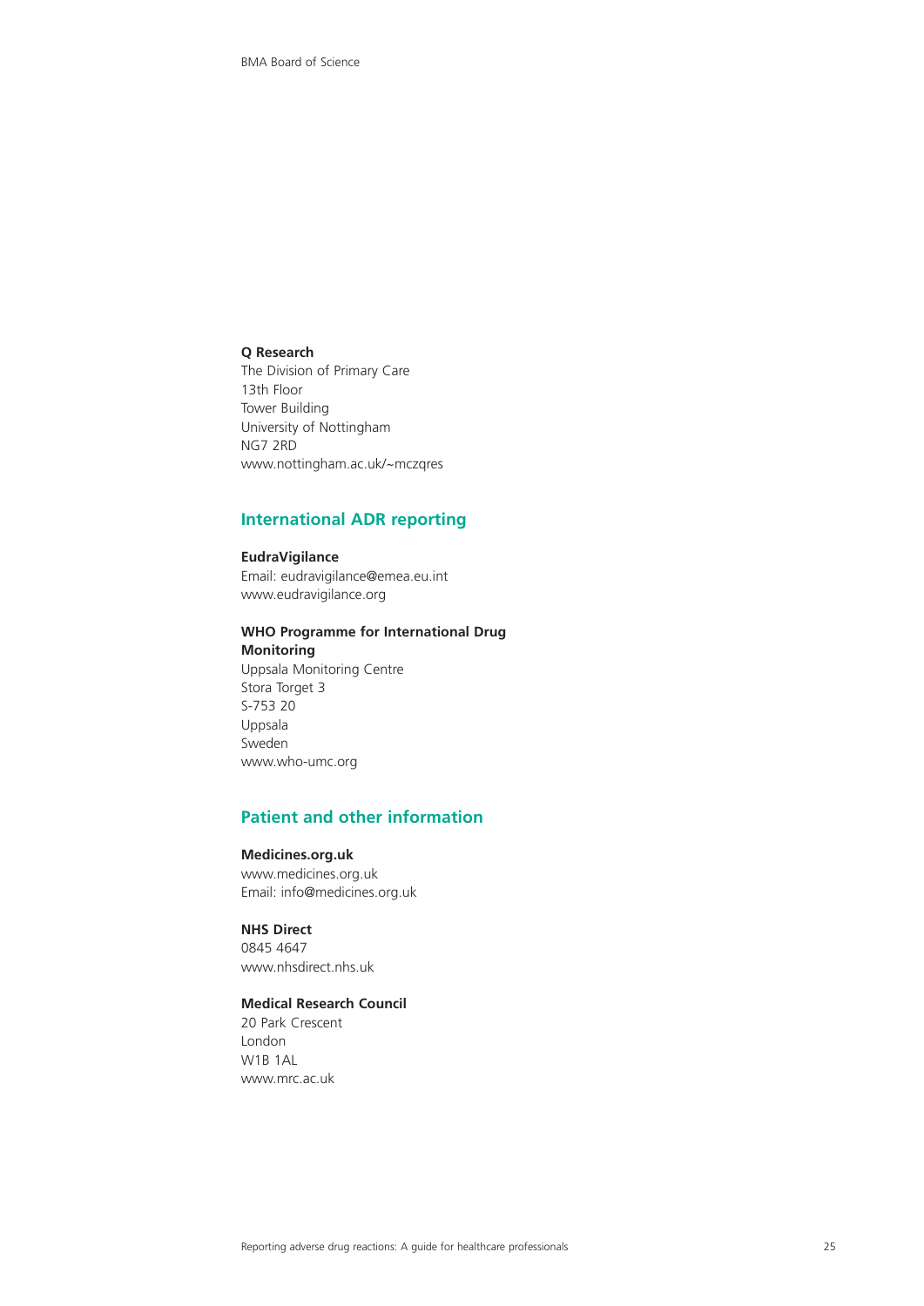**Q Research**
The Division of Primary Care
13th Floor
Tower Building
University of Nottingham
NG7 2RD
www.nottingham.ac.uk/~mczqres

## International ADR reporting

**EudraVigilance**
Email: eudravigilance@emea.eu.int
www.eudravigilance.org

**WHO Programme for International Drug Monitoring**
Uppsala Monitoring Centre
Stora Torget 3
S-753 20
Uppsala
Sweden
www.who-umc.org

## Patient and other information

**Medicines.org.uk**
www.medicines.org.uk
Email: info@medicines.org.uk

**NHS Direct**
0845 4647
www.nhsdirect.nhs.uk

**Medical Research Council**
20 Park Crescent
London
W1B 1AL
www.mrc.ac.uk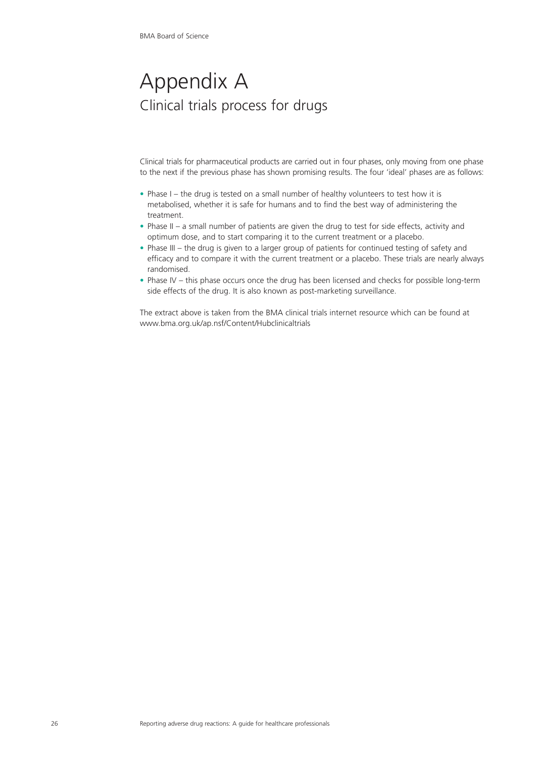# Appendix A

## Clinical trials process for drugs

Clinical trials for pharmaceutical products are carried out in four phases, only moving from one phase to the next if the previous phase has shown promising results. The four 'ideal' phases are as follows:

- Phase I – the drug is tested on a small number of healthy volunteers to test how it is metabolised, whether it is safe for humans and to find the best way of administering the treatment.
- Phase II – a small number of patients are given the drug to test for side effects, activity and optimum dose, and to start comparing it to the current treatment or a placebo.
- Phase III – the drug is given to a larger group of patients for continued testing of safety and efficacy and to compare it with the current treatment or a placebo. These trials are nearly always randomised.
- Phase IV – this phase occurs once the drug has been licensed and checks for possible long-term side effects of the drug. It is also known as post-marketing surveillance.

The extract above is taken from the BMA clinical trials internet resource which can be found at www.bma.org.uk/ap.nsf/Content/Hubclinicaltrials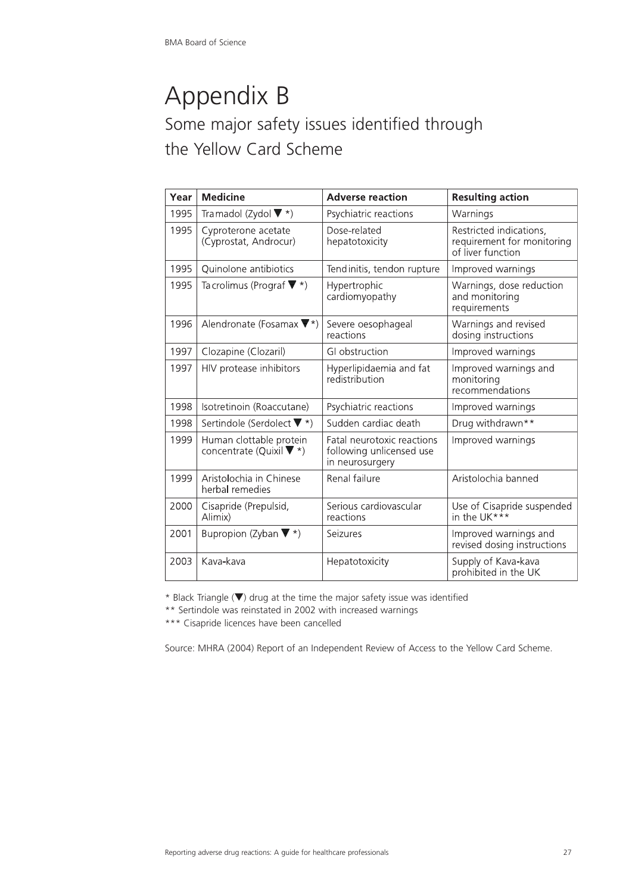# Appendix B

## Some major safety issues identified through the Yellow Card Scheme

| Year | Medicine | Adverse reaction | Resulting action |
|---|---|---|---|
| 1995 | Tramadol (Zydol ▼ *) | Psychiatric reactions | Warnings |
| 1995 | Cyproterone acetate (Cyprostat, Androcur) | Dose-related hepatotoxicity | Restricted indications, requirement for monitoring of liver function |
| 1995 | Quinolone antibiotics | Tendinitis, tendon rupture | Improved warnings |
| 1995 | Tacrolimus (Prograf ▼ *) | Hypertrophic cardiomyopathy | Warnings, dose reduction and monitoring requirements |
| 1996 | Alendronate (Fosamax ▼*) | Severe oesophageal reactions | Warnings and revised dosing instructions |
| 1997 | Clozapine (Clozaril) | GI obstruction | Improved warnings |
| 1997 | HIV protease inhibitors | Hyperlipidaemia and fat redistribution | Improved warnings and monitoring recommendations |
| 1998 | Isotretinoin (Roaccutane) | Psychiatric reactions | Improved warnings |
| 1998 | Sertindole (Serdolect ▼ *) | Sudden cardiac death | Drug withdrawn** |
| 1999 | Human clottable protein concentrate (Quixil ▼ *) | Fatal neurotoxic reactions following unlicensed use in neurosurgery | Improved warnings |
| 1999 | Aristolochia in Chinese herbal remedies | Renal failure | Aristolochia banned |
| 2000 | Cisapride (Prepulsid, Alimix) | Serious cardiovascular reactions | Use of Cisapride suspended in the UK*** |
| 2001 | Bupropion (Zyban ▼ *) | Seizures | Improved warnings and revised dosing instructions |
| 2003 | Kava-kava | Hepatotoxicity | Supply of Kava-kava prohibited in the UK |

* Black Triangle (▼) drug at the time the major safety issue was identified

** Sertindole was reinstated in 2002 with increased warnings

*** Cisapride licences have been cancelled

Source: MHRA (2004) Report of an Independent Review of Access to the Yellow Card Scheme.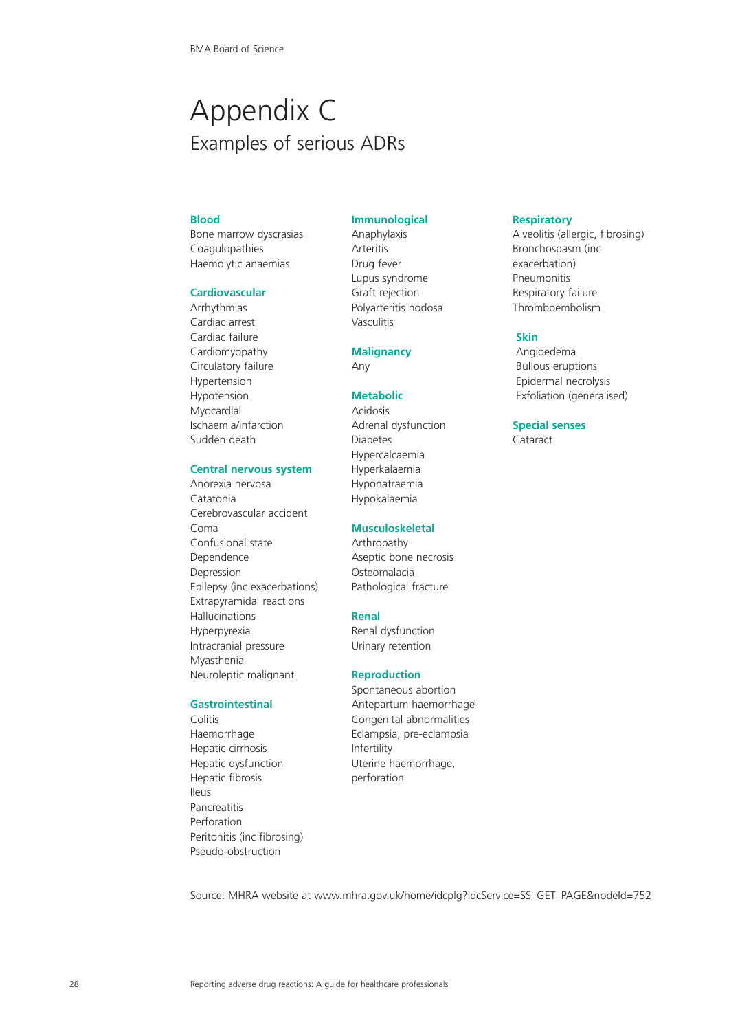# Appendix C

## Examples of serious ADRs

### Blood

- Bone marrow dyscrasias
- Coagulopathies
- Haemolytic anaemias

### Cardiovascular

- Arrhythmias
- Cardiac arrest
- Cardiac failure
- Cardiomyopathy
- Circulatory failure
- Hypertension
- Hypotension
- Myocardial Ischaemia/infarction
- Sudden death

### Central nervous system

- Anorexia nervosa
- Catatonia
- Cerebrovascular accident
- Coma
- Confusional state
- Dependence
- Depression
- Epilepsy (inc exacerbations)
- Extrapyramidal reactions
- Hallucinations
- Hyperpyrexia
- Intracranial pressure
- Myasthenia
- Neuroleptic malignant

### Gastrointestinal

- Colitis
- Haemorrhage
- Hepatic cirrhosis
- Hepatic dysfunction
- Hepatic fibrosis
- Ileus
- Pancreatitis
- Perforation
- Peritonitis (inc fibrosing)
- Pseudo-obstruction

### Immunological

- Anaphylaxis
- Arteritis
- Drug fever
- Lupus syndrome
- Graft rejection
- Polyarteritis nodosa
- Vasculitis

### Malignancy

- Any

### Metabolic

- Acidosis
- Adrenal dysfunction
- Diabetes
- Hypercalcaemia
- Hyperkalaemia
- Hyponatraemia
- Hypokalaemia

### Musculoskeletal

- Arthropathy
- Aseptic bone necrosis
- Osteomalacia
- Pathological fracture

### Renal

- Renal dysfunction
- Urinary retention

### Reproduction

- Spontaneous abortion
- Antepartum haemorrhage
- Congenital abnormalities
- Eclampsia, pre-eclampsia
- Infertility
- Uterine haemorrhage, perforation

### Respiratory

- Alveolitis (allergic, fibrosing)
- Bronchospasm (inc exacerbation)
- Pneumonitis
- Respiratory failure
- Thromboembolism

### Skin

- Angioedema
- Bullous eruptions
- Epidermal necrolysis
- Exfoliation (generalised)

### Special senses

- Cataract

Source: MHRA website at www.mhra.gov.uk/home/idcplg?IdcService=SS_GET_PAGE&nodeId=752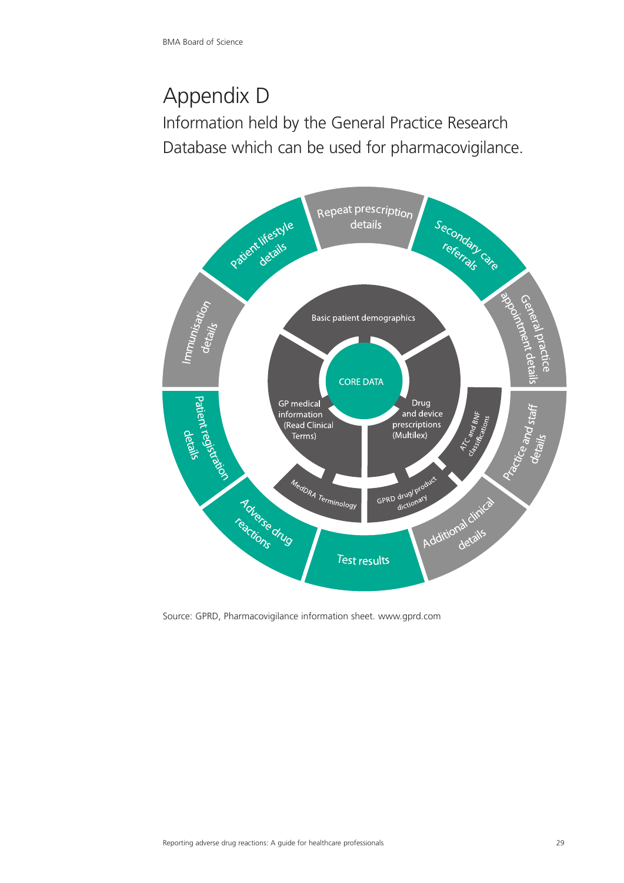# Appendix D

## Information held by the General Practice Research Database which can be used for pharmacovigilance.

CORE DATA

Basic patient demographics

GP medical information (Read Clinical Terms)

Drug and device prescriptions (Multilex)

MedDRA Terminology

GPRD drug/product dictionary

ATC and BNF classifications

Repeat prescription details

Secondary care referrals

General practice appointment details

Practice and staff details

Additional clinical details

Test results

Adverse drug reactions

Patient registration details

Immunisation details

Patient lifestyle details

Source: GPRD, Pharmacovigilance information sheet. www.gprd.com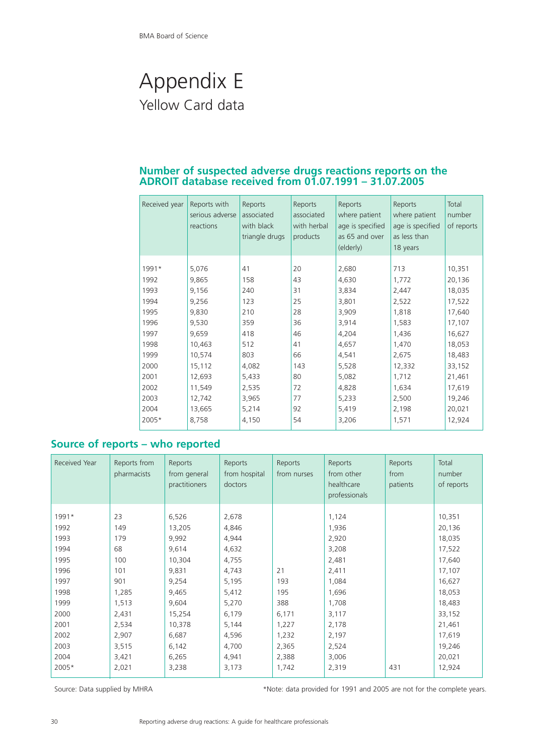# Appendix E

## Yellow Card data

### Number of suspected adverse drugs reactions reports on the ADROIT database received from 01.07.1991 – 31.07.2005

| Received year | Reports with serious adverse reactions | Reports associated with black triangle drugs | Reports associated with herbal products | Reports where patient age is specified as 65 and over (elderly) | Reports where patient age is specified as less than 18 years | Total number of reports |
|---|---|---|---|---|---|---|
| 1991* | 5,076 | 41 | 20 | 2,680 | 713 | 10,351 |
| 1992 | 9,865 | 158 | 43 | 4,630 | 1,772 | 20,136 |
| 1993 | 9,156 | 240 | 31 | 3,834 | 2,447 | 18,035 |
| 1994 | 9,256 | 123 | 25 | 3,801 | 2,522 | 17,522 |
| 1995 | 9,830 | 210 | 28 | 3,909 | 1,818 | 17,640 |
| 1996 | 9,530 | 359 | 36 | 3,914 | 1,583 | 17,107 |
| 1997 | 9,659 | 418 | 46 | 4,204 | 1,436 | 16,627 |
| 1998 | 10,463 | 512 | 41 | 4,657 | 1,470 | 18,053 |
| 1999 | 10,574 | 803 | 66 | 4,541 | 2,675 | 18,483 |
| 2000 | 15,112 | 4,082 | 143 | 5,528 | 12,332 | 33,152 |
| 2001 | 12,693 | 5,433 | 80 | 5,082 | 1,712 | 21,461 |
| 2002 | 11,549 | 2,535 | 72 | 4,828 | 1,634 | 17,619 |
| 2003 | 12,742 | 3,965 | 77 | 5,233 | 2,500 | 19,246 |
| 2004 | 13,665 | 5,214 | 92 | 5,419 | 2,198 | 20,021 |
| 2005* | 8,758 | 4,150 | 54 | 3,206 | 1,571 | 12,924 |

### Source of reports – who reported

| Received Year | Reports from pharmacists | Reports from general practitioners | Reports from hospital doctors | Reports from nurses | Reports from other healthcare professionals | Reports from patients | Total number of reports |
|---|---|---|---|---|---|---|---|
| 1991* | 23 | 6,526 | 2,678 | | 1,124 | | 10,351 |
| 1992 | 149 | 13,205 | 4,846 | | 1,936 | | 20,136 |
| 1993 | 179 | 9,992 | 4,944 | | 2,920 | | 18,035 |
| 1994 | 68 | 9,614 | 4,632 | | 3,208 | | 17,522 |
| 1995 | 100 | 10,304 | 4,755 | | 2,481 | | 17,640 |
| 1996 | 101 | 9,831 | 4,743 | 21 | 2,411 | | 17,107 |
| 1997 | 901 | 9,254 | 5,195 | 193 | 1,084 | | 16,627 |
| 1998 | 1,285 | 9,465 | 5,412 | 195 | 1,696 | | 18,053 |
| 1999 | 1,513 | 9,604 | 5,270 | 388 | 1,708 | | 18,483 |
| 2000 | 2,431 | 15,254 | 6,179 | 6,171 | 3,117 | | 33,152 |
| 2001 | 2,534 | 10,378 | 5,144 | 1,227 | 2,178 | | 21,461 |
| 2002 | 2,907 | 6,687 | 4,596 | 1,232 | 2,197 | | 17,619 |
| 2003 | 3,515 | 6,142 | 4,700 | 2,365 | 2,524 | | 19,246 |
| 2004 | 3,421 | 6,265 | 4,941 | 2,388 | 3,006 | | 20,021 |
| 2005* | 2,021 | 3,238 | 3,173 | 1,742 | 2,319 | 431 | 12,924 |

Source: Data supplied by MHRA

*Note: data provided for 1991 and 2005 are not for the complete years.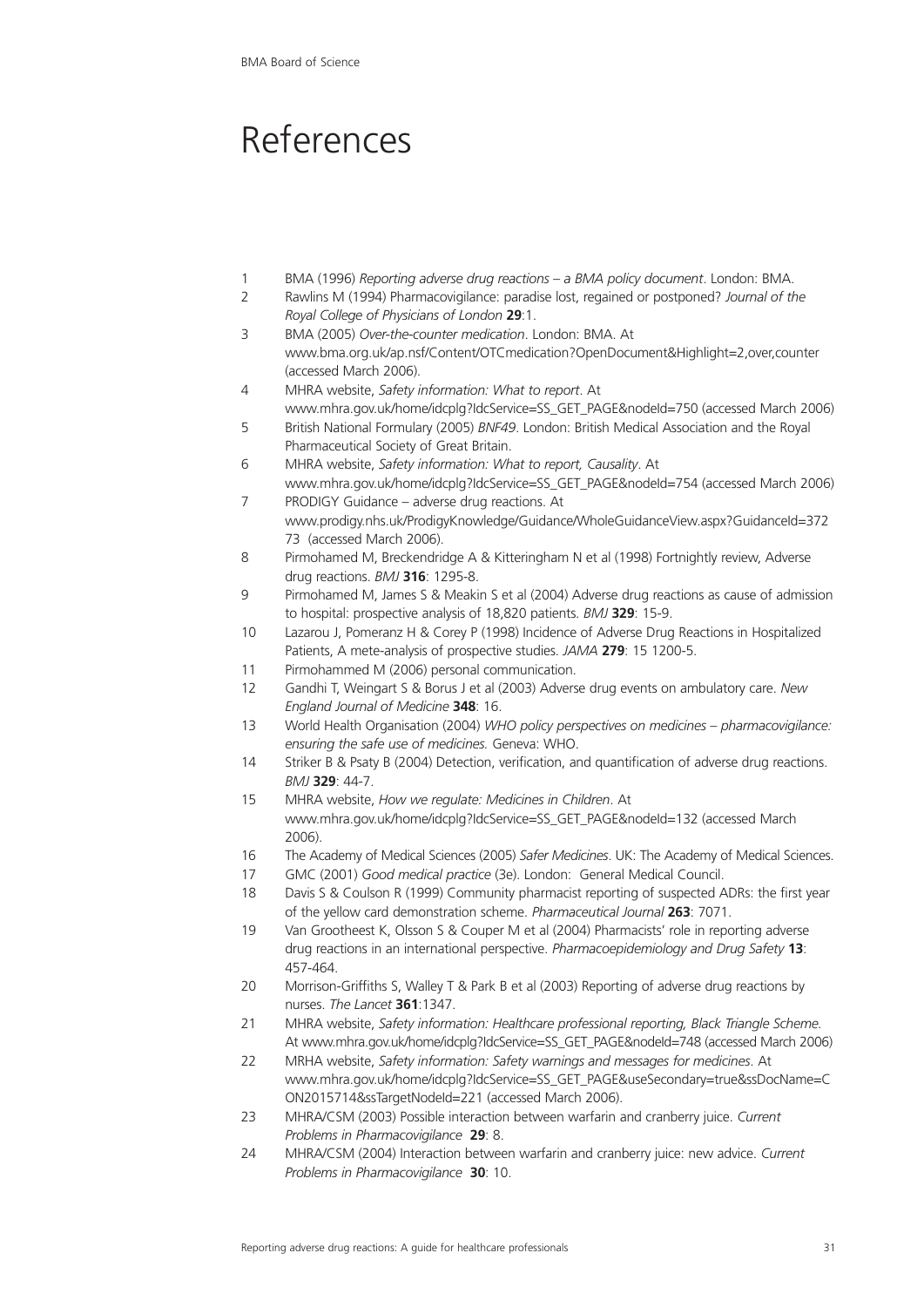# References

1. BMA (1996) *Reporting adverse drug reactions – a BMA policy document*. London: BMA.
2. Rawlins M (1994) Pharmacovigilance: paradise lost, regained or postponed? *Journal of the Royal College of Physicians of London* **29**:1.
3. BMA (2005) *Over-the-counter medication*. London: BMA. At www.bma.org.uk/ap.nsf/Content/OTCmedication?OpenDocument&Highlight=2,over,counter (accessed March 2006).
4. MHRA website, *Safety information: What to report*. At www.mhra.gov.uk/home/idcplg?IdcService=SS_GET_PAGE&nodeId=750 (accessed March 2006)
5. British National Formulary (2005) *BNF49*. London: British Medical Association and the Royal Pharmaceutical Society of Great Britain.
6. MHRA website, *Safety information: What to report, Causality*. At www.mhra.gov.uk/home/idcplg?IdcService=SS_GET_PAGE&nodeId=754 (accessed March 2006)
7. PRODIGY Guidance – adverse drug reactions. At www.prodigy.nhs.uk/ProdigyKnowledge/Guidance/WholeGuidanceView.aspx?GuidanceId=37273 (accessed March 2006).
8. Pirmohamed M, Breckendridge A & Kitteringham N et al (1998) Fortnightly review, Adverse drug reactions. *BMJ* **316**: 1295-8.
9. Pirmohamed M, James S & Meakin S et al (2004) Adverse drug reactions as cause of admission to hospital: prospective analysis of 18,820 patients. *BMJ* **329**: 15-9.
10. Lazarou J, Pomeranz H & Corey P (1998) Incidence of Adverse Drug Reactions in Hospitalized Patients, A mete-analysis of prospective studies. *JAMA* **279**: 15 1200-5.
11. Pirmohammed M (2006) personal communication.
12. Gandhi T, Weingart S & Borus J et al (2003) Adverse drug events on ambulatory care. *New England Journal of Medicine* **348**: 16.
13. World Health Organisation (2004) *WHO policy perspectives on medicines – pharmacovigilance: ensuring the safe use of medicines.* Geneva: WHO.
14. Striker B & Psaty B (2004) Detection, verification, and quantification of adverse drug reactions. *BMJ* **329**: 44-7.
15. MHRA website, *How we regulate: Medicines in Children*. At www.mhra.gov.uk/home/idcplg?IdcService=SS_GET_PAGE&nodeId=132 (accessed March 2006).
16. The Academy of Medical Sciences (2005) *Safer Medicines*. UK: The Academy of Medical Sciences.
17. GMC (2001) *Good medical practice* (3e). London: General Medical Council.
18. Davis S & Coulson R (1999) Community pharmacist reporting of suspected ADRs: the first year of the yellow card demonstration scheme. *Pharmaceutical Journal* **263**: 7071.
19. Van Grootheest K, Olsson S & Couper M et al (2004) Pharmacists' role in reporting adverse drug reactions in an international perspective. *Pharmacoepidemiology and Drug Safety* **13**: 457-464.
20. Morrison-Griffiths S, Walley T & Park B et al (2003) Reporting of adverse drug reactions by nurses. *The Lancet* **361**:1347.
21. MHRA website, *Safety information: Healthcare professional reporting, Black Triangle Scheme.* At www.mhra.gov.uk/home/idcplg?IdcService=SS_GET_PAGE&nodeId=748 (accessed March 2006)
22. MRHA website, *Safety information: Safety warnings and messages for medicines*. At www.mhra.gov.uk/home/idcplg?IdcService=SS_GET_PAGE&useSecondary=true&ssDocName=CON2015714&ssTargetNodeId=221 (accessed March 2006).
23. MHRA/CSM (2003) Possible interaction between warfarin and cranberry juice. *Current Problems in Pharmacovigilance* **29**: 8.
24. MHRA/CSM (2004) Interaction between warfarin and cranberry juice: new advice. *Current Problems in Pharmacovigilance* **30**: 10.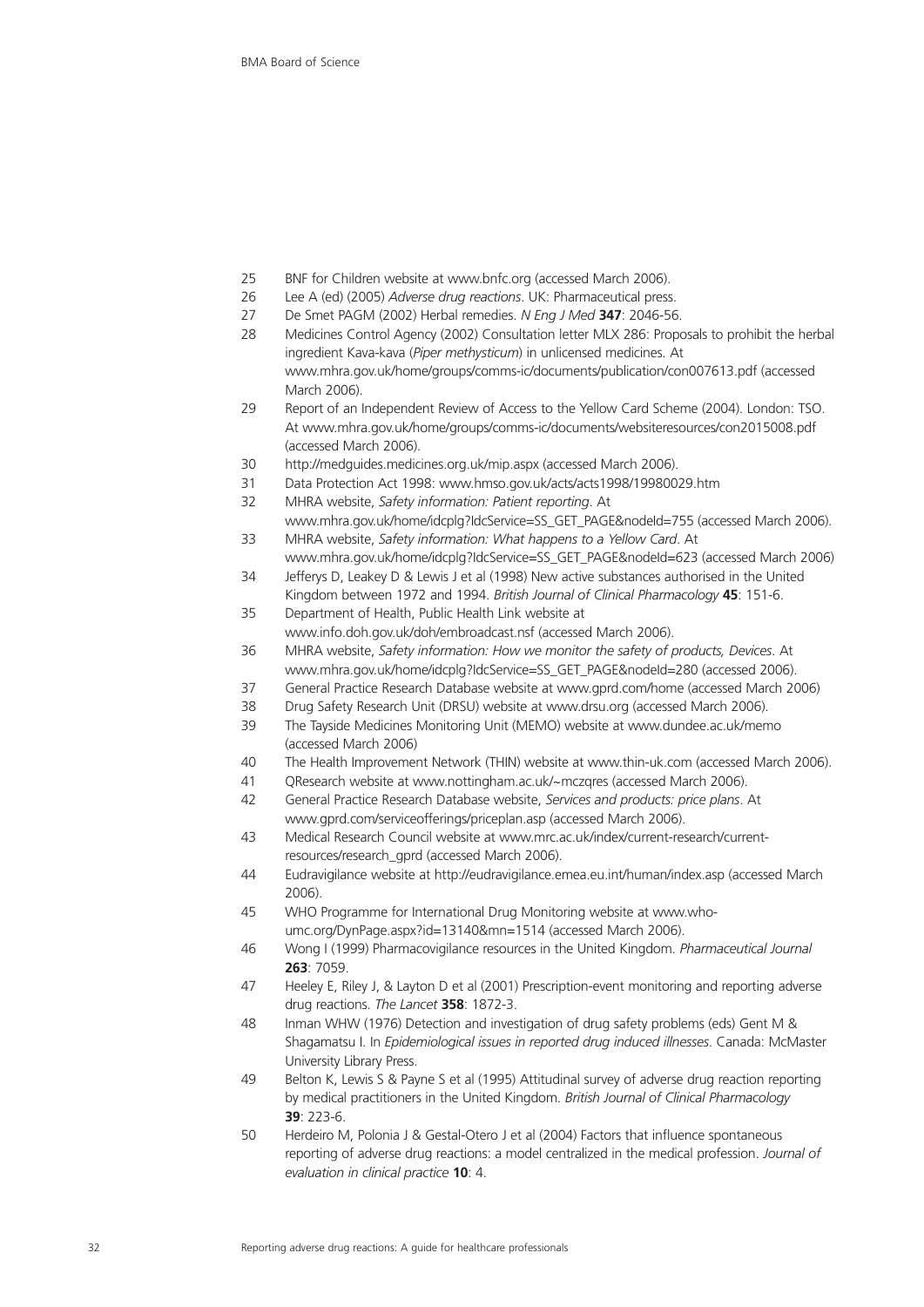25. BNF for Children website at www.bnfc.org (accessed March 2006).
26. Lee A (ed) (2005) *Adverse drug reactions*. UK: Pharmaceutical press.
27. De Smet PAGM (2002) Herbal remedies. *N Eng J Med* **347**: 2046-56.
28. Medicines Control Agency (2002) Consultation letter MLX 286: Proposals to prohibit the herbal ingredient Kava-kava (*Piper methysticum*) in unlicensed medicines. At www.mhra.gov.uk/home/groups/comms-ic/documents/publication/con007613.pdf (accessed March 2006).
29. Report of an Independent Review of Access to the Yellow Card Scheme (2004). London: TSO. At www.mhra.gov.uk/home/groups/comms-ic/documents/websiteresources/con2015008.pdf (accessed March 2006).
30. http://medguides.medicines.org.uk/mip.aspx (accessed March 2006).
31. Data Protection Act 1998: www.hmso.gov.uk/acts/acts1998/19980029.htm
32. MHRA website, *Safety information: Patient reporting*. At www.mhra.gov.uk/home/idcplg?IdcService=SS_GET_PAGE&nodeId=755 (accessed March 2006).
33. MHRA website, *Safety information: What happens to a Yellow Card*. At www.mhra.gov.uk/home/idcplg?IdcService=SS_GET_PAGE&nodeId=623 (accessed March 2006)
34. Jefferys D, Leakey D & Lewis J et al (1998) New active substances authorised in the United Kingdom between 1972 and 1994. *British Journal of Clinical Pharmacology* **45**: 151-6.
35. Department of Health, Public Health Link website at www.info.doh.gov.uk/doh/embroadcast.nsf (accessed March 2006).
36. MHRA website, *Safety information: How we monitor the safety of products, Devices*. At www.mhra.gov.uk/home/idcplg?IdcService=SS_GET_PAGE&nodeId=280 (accessed 2006).
37. General Practice Research Database website at www.gprd.com/home (accessed March 2006)
38. Drug Safety Research Unit (DRSU) website at www.drsu.org (accessed March 2006).
39. The Tayside Medicines Monitoring Unit (MEMO) website at www.dundee.ac.uk/memo (accessed March 2006)
40. The Health Improvement Network (THIN) website at www.thin-uk.com (accessed March 2006).
41. QResearch website at www.nottingham.ac.uk/~mczqres (accessed March 2006).
42. General Practice Research Database website, *Services and products: price plans*. At www.gprd.com/serviceofferings/priceplan.asp (accessed March 2006).
43. Medical Research Council website at www.mrc.ac.uk/index/current-research/current-resources/research_gprd (accessed March 2006).
44. Eudravigilance website at http://eudravigilance.emea.eu.int/human/index.asp (accessed March 2006).
45. WHO Programme for International Drug Monitoring website at www.who-umc.org/DynPage.aspx?id=13140&mn=1514 (accessed March 2006).
46. Wong I (1999) Pharmacovigilance resources in the United Kingdom. *Pharmaceutical Journal* **263**: 7059.
47. Heeley E, Riley J, & Layton D et al (2001) Prescription-event monitoring and reporting adverse drug reactions. *The Lancet* **358**: 1872-3.
48. Inman WHW (1976) Detection and investigation of drug safety problems (eds) Gent M & Shagamatsu I. In *Epidemiological issues in reported drug induced illnesses*. Canada: McMaster University Library Press.
49. Belton K, Lewis S & Payne S et al (1995) Attitudinal survey of adverse drug reaction reporting by medical practitioners in the United Kingdom. *British Journal of Clinical Pharmacology* **39**: 223-6.
50. Herdeiro M, Polonia J & Gestal-Otero J et al (2004) Factors that influence spontaneous reporting of adverse drug reactions: a model centralized in the medical profession. *Journal of evaluation in clinical practice* **10**: 4.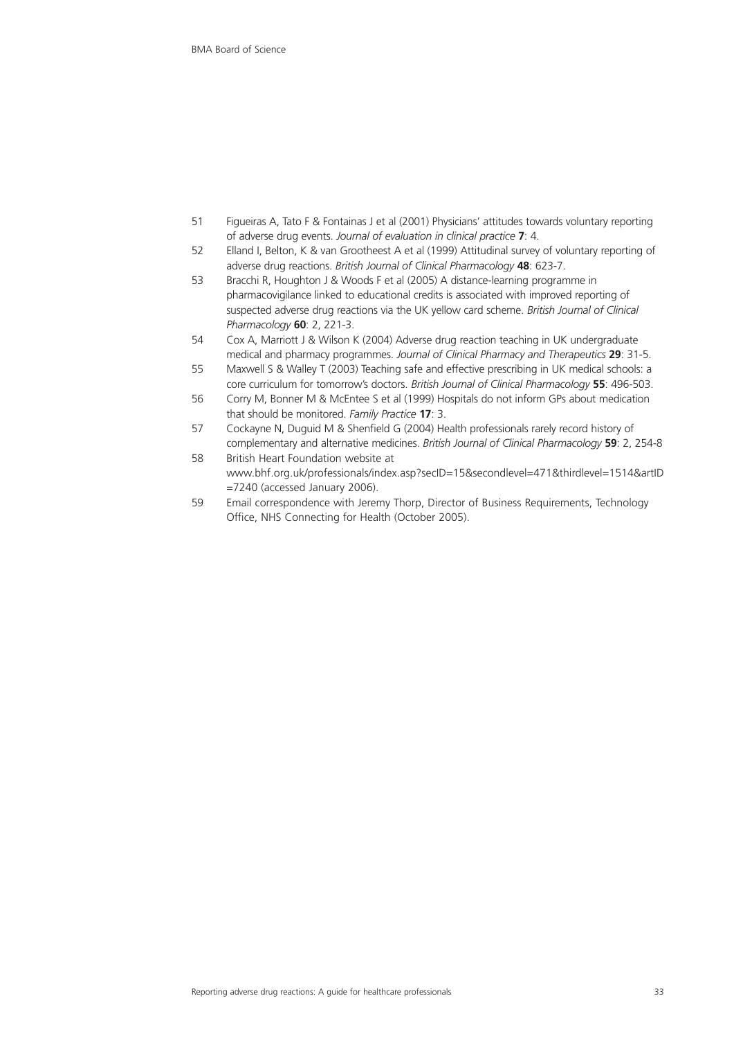51 Figueiras A, Tato F & Fontainas J et al (2001) Physicians' attitudes towards voluntary reporting of adverse drug events. *Journal of evaluation in clinical practice* **7**: 4.

52 Elland I, Belton, K & van Grootheest A et al (1999) Attitudinal survey of voluntary reporting of adverse drug reactions. *British Journal of Clinical Pharmacology* **48**: 623-7.

53 Bracchi R, Houghton J & Woods F et al (2005) A distance-learning programme in pharmacovigilance linked to educational credits is associated with improved reporting of suspected adverse drug reactions via the UK yellow card scheme. *British Journal of Clinical Pharmacology* **60**: 2, 221-3.

54 Cox A, Marriott J & Wilson K (2004) Adverse drug reaction teaching in UK undergraduate medical and pharmacy programmes. *Journal of Clinical Pharmacy and Therapeutics* **29**: 31-5.

55 Maxwell S & Walley T (2003) Teaching safe and effective prescribing in UK medical schools: a core curriculum for tomorrow's doctors. *British Journal of Clinical Pharmacology* **55**: 496-503.

56 Corry M, Bonner M & McEntee S et al (1999) Hospitals do not inform GPs about medication that should be monitored. *Family Practice* **17**: 3.

57 Cockayne N, Duguid M & Shenfield G (2004) Health professionals rarely record history of complementary and alternative medicines. *British Journal of Clinical Pharmacology* **59**: 2, 254-8

58 British Heart Foundation website at www.bhf.org.uk/professionals/index.asp?secID=15&secondlevel=471&thirdlevel=1514&artID=7240 (accessed January 2006).

59 Email correspondence with Jeremy Thorp, Director of Business Requirements, Technology Office, NHS Connecting for Health (October 2005).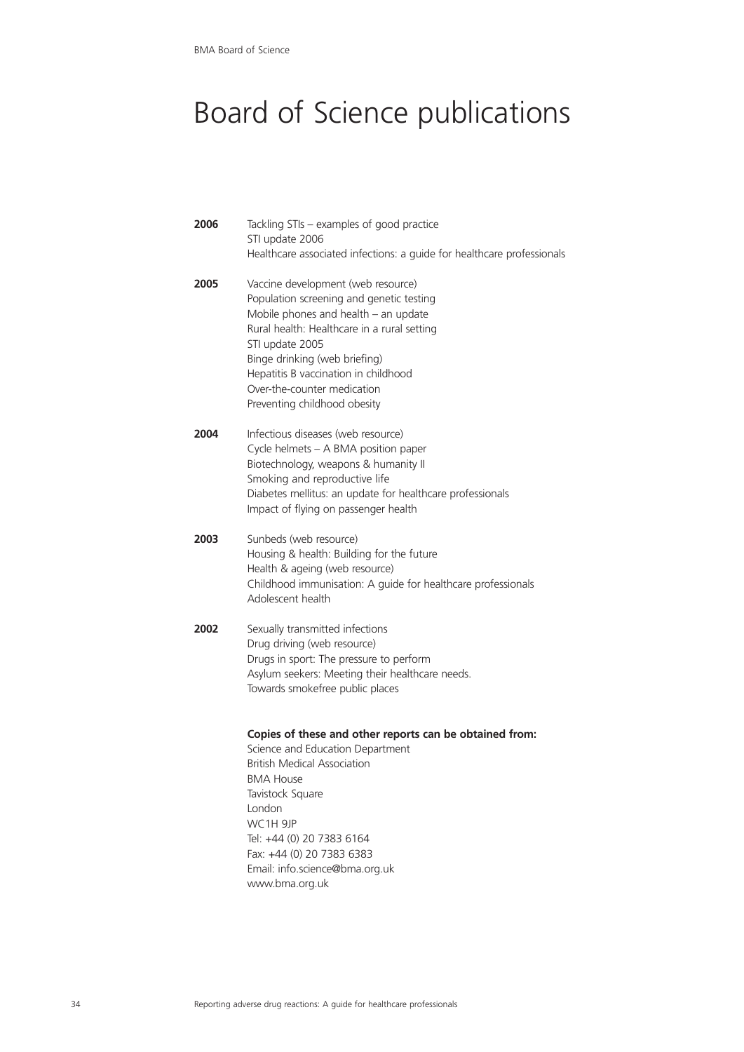# Board of Science publications

**2006**
Tackling STIs – examples of good practice
STI update 2006
Healthcare associated infections: a guide for healthcare professionals

**2005**
Vaccine development (web resource)
Population screening and genetic testing
Mobile phones and health – an update
Rural health: Healthcare in a rural setting
STI update 2005
Binge drinking (web briefing)
Hepatitis B vaccination in childhood
Over-the-counter medication
Preventing childhood obesity

**2004**
Infectious diseases (web resource)
Cycle helmets – A BMA position paper
Biotechnology, weapons & humanity II
Smoking and reproductive life
Diabetes mellitus: an update for healthcare professionals
Impact of flying on passenger health

**2003**
Sunbeds (web resource)
Housing & health: Building for the future
Health & ageing (web resource)
Childhood immunisation: A guide for healthcare professionals
Adolescent health

**2002**
Sexually transmitted infections
Drug driving (web resource)
Drugs in sport: The pressure to perform
Asylum seekers: Meeting their healthcare needs.
Towards smokefree public places

**Copies of these and other reports can be obtained from:**
Science and Education Department
British Medical Association
BMA House
Tavistock Square
London
WC1H 9JP
Tel: +44 (0) 20 7383 6164
Fax: +44 (0) 20 7383 6383
Email: info.science@bma.org.uk
www.bma.org.uk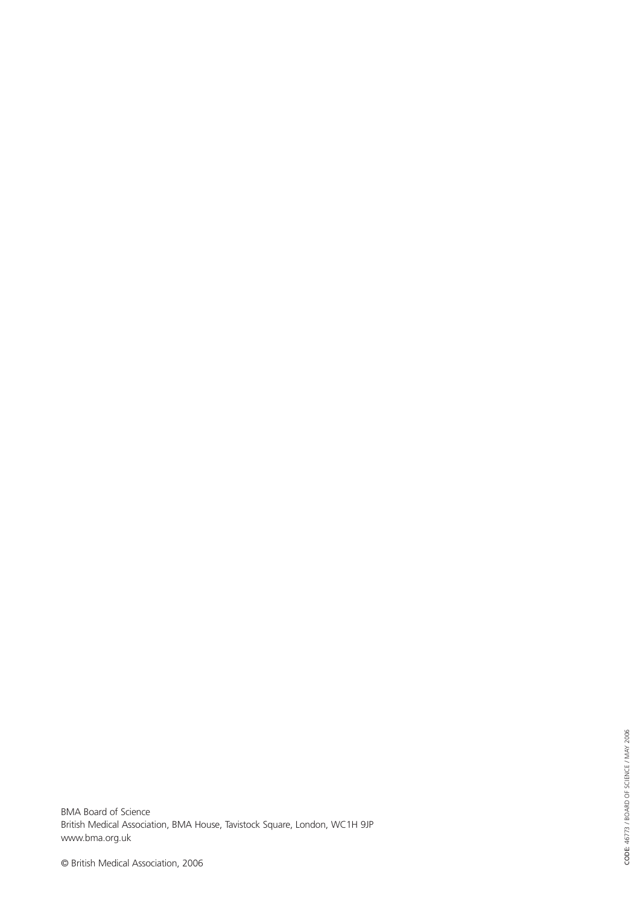BMA Board of Science
British Medical Association, BMA House, Tavistock Square, London, WC1H 9JP
www.bma.org.uk

© British Medical Association, 2006

CODE: 46773 / BOARD OF SCIENCE / MAY 2006